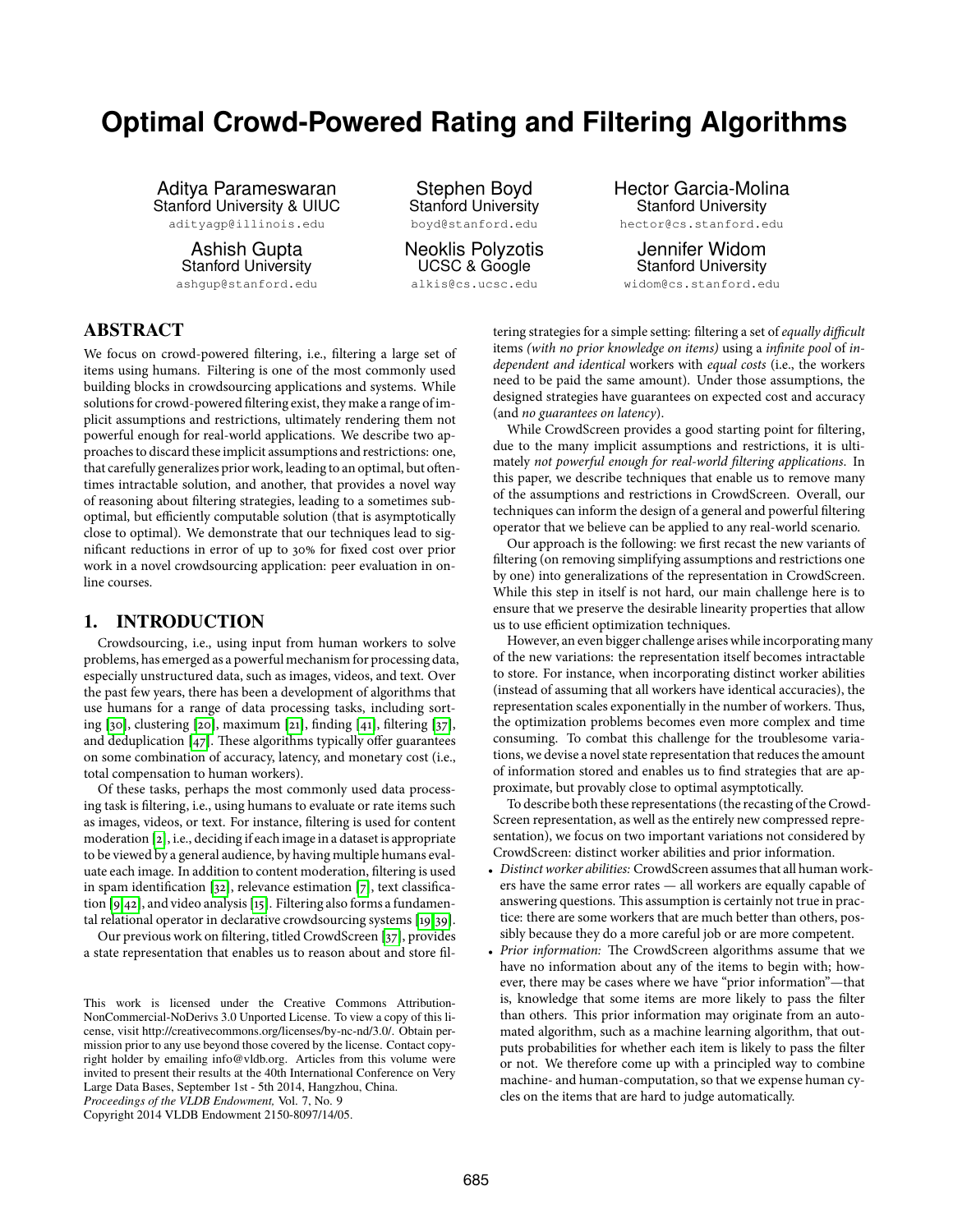# Optimal Crowd-Powered Rating and Filtering Algorithms

Aditya Parameswaran
Stanford University & UIUC
adityagp@illinois.edu

Stephen Boyd
Stanford University
boyd@stanford.edu

Hector Garcia-Molina
Stanford University
hector@cs.stanford.edu

Ashish Gupta
Stanford University
ashgup@stanford.edu

Neoklis Polyzotis
UCSC & Google
alkis@cs.ucsc.edu

Jennifer Widom
Stanford University
widom@cs.stanford.edu

## ABSTRACT

We focus on crowd-powered filtering, i.e., filtering a large set of items using humans. Filtering is one of the most commonly used building blocks in crowdsourcing applications and systems. While solutions for crowd-powered filtering exist, they make a range of implicit assumptions and restrictions, ultimately rendering them not powerful enough for real-world applications. We describe two approaches to discard these implicit assumptions and restrictions: one, that carefully generalizes prior work, leading to an optimal, but oftentimes intractable solution, and another, that provides a novel way of reasoning about filtering strategies, leading to a sometimes suboptimal, but efficiently computable solution (that is asymptotically close to optimal). We demonstrate that our techniques lead to significant reductions in error of up to 30% for fixed cost over prior work in a novel crowdsourcing application: peer evaluation in online courses.

## 1. INTRODUCTION

Crowdsourcing, i.e., using input from human workers to solve problems, has emerged as a powerful mechanism for processing data, especially unstructured data, such as images, videos, and text. Over the past few years, there has been a development of algorithms that use humans for a range of data processing tasks, including sorting [30], clustering [20], maximum [21], finding [41], filtering [37], and deduplication [47]. These algorithms typically offer guarantees on some combination of accuracy, latency, and monetary cost (i.e., total compensation to human workers).

Of these tasks, perhaps the most commonly used data processing task is filtering, i.e., using humans to evaluate or rate items such as images, videos, or text. For instance, filtering is used for content moderation [2], i.e., deciding if each image in a dataset is appropriate to be viewed by a general audience, by having multiple humans evaluate each image. In addition to content moderation, filtering is used in spam identification [32], relevance estimation [7], text classification [9,42], and video analysis [15]. Filtering also forms a fundamental relational operator in declarative crowdsourcing systems [19,39].

Our previous work on filtering, titled CrowdScreen [37], provides a state representation that enables us to reason about and store filtering strategies for a simple setting: filtering a set of *equally difficult* items *(with no prior knowledge on items)* using a *infinite pool* of *independent and identical* workers with *equal costs* (i.e., the workers need to be paid the same amount). Under those assumptions, the designed strategies have guarantees on expected cost and accuracy (and *no guarantees on latency*).

While CrowdScreen provides a good starting point for filtering, due to the many implicit assumptions and restrictions, it is ultimately *not powerful enough for real-world filtering applications*. In this paper, we describe techniques that enable us to remove many of the assumptions and restrictions in CrowdScreen. Overall, our techniques can inform the design of a general and powerful filtering operator that we believe can be applied to any real-world scenario.

Our approach is the following: we first recast the new variants of filtering (on removing simplifying assumptions and restrictions one by one) into generalizations of the representation in CrowdScreen. While this step in itself is not hard, our main challenge here is to ensure that we preserve the desirable linearity properties that allow us to use efficient optimization techniques.

However, an even bigger challenge arises while incorporating many of the new variations: the representation itself becomes intractable to store. For instance, when incorporating distinct worker abilities (instead of assuming that all workers have identical accuracies), the representation scales exponentially in the number of workers. Thus, the optimization problems becomes even more complex and time consuming. To combat this challenge for the troublesome variations, we devise a novel state representation that reduces the amount of information stored and enables us to find strategies that are approximate, but provably close to optimal asymptotically.

To describe both these representations (the recasting of the CrowdScreen representation, as well as the entirely new compressed representation), we focus on two important variations not considered by CrowdScreen: distinct worker abilities and prior information.

- *Distinct worker abilities:* CrowdScreen assumes that all human workers have the same error rates — all workers are equally capable of answering questions. This assumption is certainly not true in practice: there are some workers that are much better than others, possibly because they do a more careful job or are more competent.
- *Prior information:* The CrowdScreen algorithms assume that we have no information about any of the items to begin with; however, there may be cases where we have "prior information"—that is, knowledge that some items are more likely to pass the filter than others. This prior information may originate from an automated algorithm, such as a machine learning algorithm, that outputs probabilities for whether each item is likely to pass the filter or not. We therefore come up with a principled way to combine machine- and human-computation, so that we expense human cycles on the items that are hard to judge automatically.

This work is licensed under the Creative Commons Attribution-NonCommercial-NoDerivs 3.0 Unported License. To view a copy of this license, visit http://creativecommons.org/licenses/by-nc-nd/3.0/. Obtain permission prior to any use beyond those covered by the license. Contact copyright holder by emailing info@vldb.org. Articles from this volume were invited to present their results at the 40th International Conference on Very Large Data Bases, September 1st - 5th 2014, Hangzhou, China.
*Proceedings of the VLDB Endowment,* Vol. 7, No. 9
Copyright 2014 VLDB Endowment 2150-8097/14/05.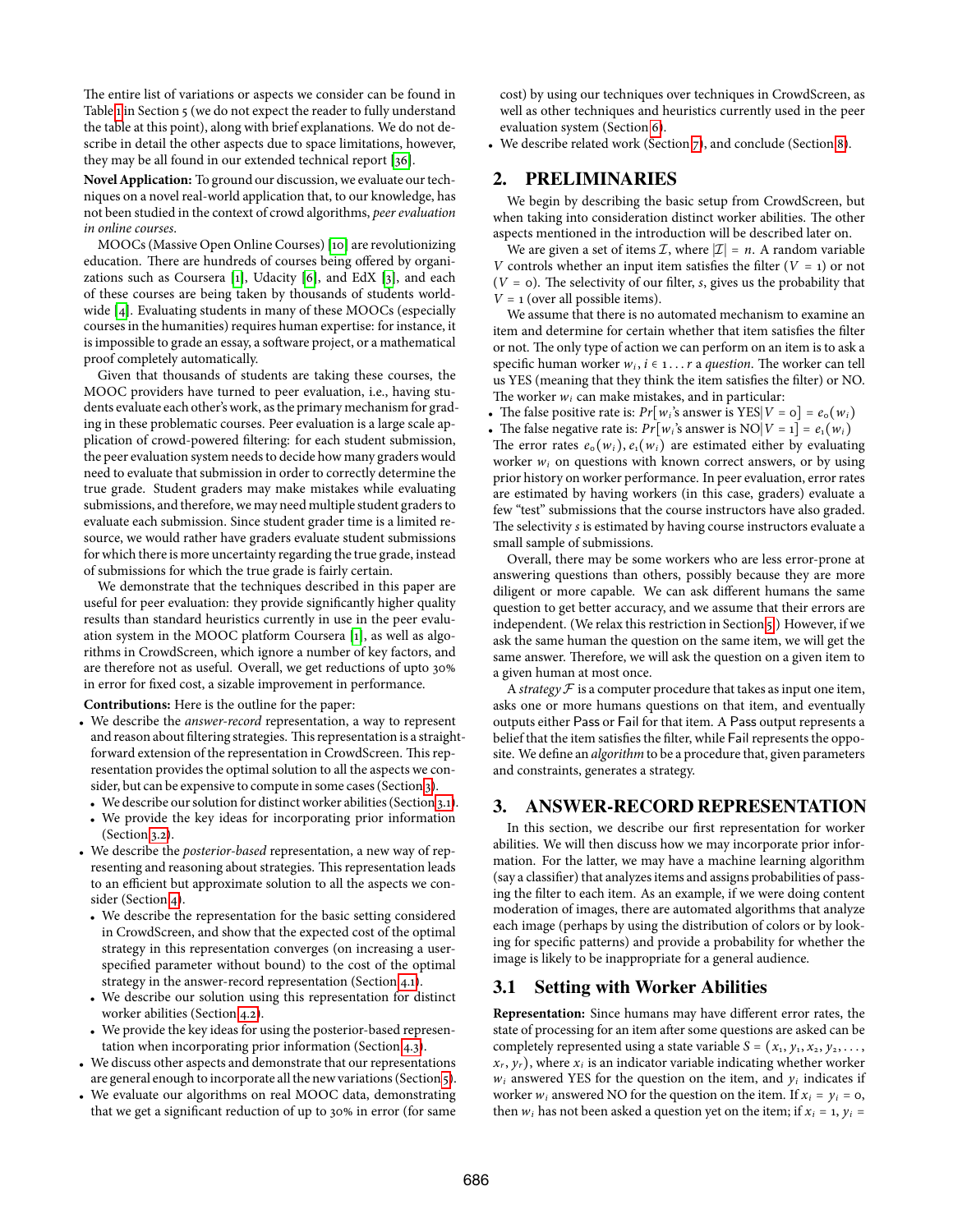The entire list of variations or aspects we consider can be found in Table 1 in Section 5 (we do not expect the reader to fully understand the table at this point), along with brief explanations. We do not describe in detail the other aspects due to space limitations, however, they may be all found in our extended technical report [36].

**Novel Application:** To ground our discussion, we evaluate our techniques on a novel real-world application that, to our knowledge, has not been studied in the context of crowd algorithms, *peer evaluation in online courses*.

MOOCs (Massive Open Online Courses) [10] are revolutionizing education. There are hundreds of courses being offered by organizations such as Coursera [1], Udacity [6], and EdX [3], and each of these courses are being taken by thousands of students worldwide [4]. Evaluating students in many of these MOOCs (especially courses in the humanities) requires human expertise: for instance, it is impossible to grade an essay, a software project, or a mathematical proof completely automatically.

Given that thousands of students are taking these courses, the MOOC providers have turned to peer evaluation, i.e., having students evaluate each other's work, as the primary mechanism for grading in these problematic courses. Peer evaluation is a large scale application of crowd-powered filtering: for each student submission, the peer evaluation system needs to decide how many graders would need to evaluate that submission in order to correctly determine the true grade. Student graders may make mistakes while evaluating submissions, and therefore, we may need multiple student graders to evaluate each submission. Since student grader time is a limited resource, we would rather have graders evaluate student submissions for which there is more uncertainty regarding the true grade, instead of submissions for which the true grade is fairly certain.

We demonstrate that the techniques described in this paper are useful for peer evaluation: they provide significantly higher quality results than standard heuristics currently in use in the peer evaluation system in the MOOC platform Coursera [1], as well as algorithms in CrowdScreen, which ignore a number of key factors, and are therefore not as useful. Overall, we get reductions of upto 30% in error for fixed cost, a sizable improvement in performance.

**Contributions:** Here is the outline for the paper:

- We describe the *answer-record* representation, a way to represent and reason about filtering strategies. This representation is a straightforward extension of the representation in CrowdScreen. This representation provides the optimal solution to all the aspects we consider, but can be expensive to compute in some cases (Section 3).
  - We describe our solution for distinct worker abilities (Section 3.1).
  - We provide the key ideas for incorporating prior information (Section 3.2).
- We describe the *posterior-based* representation, a new way of representing and reasoning about strategies. This representation leads to an efficient but approximate solution to all the aspects we consider (Section 4).
  - We describe the representation for the basic setting considered in CrowdScreen, and show that the expected cost of the optimal strategy in this representation converges (on increasing a user-specified parameter without bound) to the cost of the optimal strategy in the answer-record representation (Section 4.1).
  - We describe our solution using this representation for distinct worker abilities (Section 4.2).
  - We provide the key ideas for using the posterior-based representation when incorporating prior information (Section 4.3).
- We discuss other aspects and demonstrate that our representations are general enough to incorporate all the new variations (Section 5).
- We evaluate our algorithms on real MOOC data, demonstrating that we get a significant reduction of up to 30% in error (for same cost) by using our techniques over techniques in CrowdScreen, as well as other techniques and heuristics currently used in the peer evaluation system (Section 6).
- We describe related work (Section 7), and conclude (Section 8).

## 2. PRELIMINARIES

We begin by describing the basic setup from CrowdScreen, but when taking into consideration distinct worker abilities. The other aspects mentioned in the introduction will be described later on.

We are given a set of items $\mathcal{I}$, where $|\mathcal{I}| = n$. A random variable $V$ controls whether an input item satisfies the filter ($V = 1$) or not ($V = 0$). The selectivity of our filter, $s$, gives us the probability that $V = 1$ (over all possible items).

We assume that there is no automated mechanism to examine an item and determine for certain whether that item satisfies the filter or not. The only type of action we can perform on an item is to ask a specific human worker $w_i, i \in 1 \dots r$ a *question*. The worker can tell us YES (meaning that they think the item satisfies the filter) or NO. The worker $w_i$ can make mistakes, and in particular:

- The false positive rate is: $Pr[w_i\text{'s answer is YES}|V = 0] = e_0(w_i)$
- The false negative rate is: $Pr[w_i\text{'s answer is NO}|V = 1] = e_1(w_i)$

The error rates $e_0(w_i), e_1(w_i)$ are estimated either by evaluating worker $w_i$ on questions with known correct answers, or by using prior history on worker performance. In peer evaluation, error rates are estimated by having workers (in this case, graders) evaluate a few "test" submissions that the course instructors have also graded. The selectivity $s$ is estimated by having course instructors evaluate a small sample of submissions.

Overall, there may be some workers who are less error-prone at answering questions than others, possibly because they are more diligent or more capable. We can ask different humans the same question to get better accuracy, and we assume that their errors are independent. (We relax this restriction in Section 5.) However, if we ask the same human the question on the same item, we will get the same answer. Therefore, we will ask the question on a given item to a given human at most once.

A *strategy* $\mathcal{F}$ is a computer procedure that takes as input one item, asks one or more humans questions on that item, and eventually outputs either Pass or Fail for that item. A Pass output represents a belief that the item satisfies the filter, while Fail represents the opposite. We define an *algorithm* to be a procedure that, given parameters and constraints, generates a strategy.

## 3. ANSWER-RECORD REPRESENTATION

In this section, we describe our first representation for worker abilities. We will then discuss how we may incorporate prior information. For the latter, we may have a machine learning algorithm (say a classifier) that analyzes items and assigns probabilities of passing the filter to each item. As an example, if we were doing content moderation of images, there are automated algorithms that analyze each image (perhaps by using the distribution of colors or by looking for specific patterns) and provide a probability for whether the image is likely to be inappropriate for a general audience.

### 3.1 Setting with Worker Abilities

**Representation:** Since humans may have different error rates, the state of processing for an item after some questions are asked can be completely represented using a state variable $S = (x_1, y_1, x_2, y_2, \dots, x_r, y_r)$, where $x_i$ is an indicator variable indicating whether worker $w_i$ answered YES for the question on the item, and $y_i$ indicates if worker $w_i$ answered NO for the question on the item. If $x_i = y_i = 0$, then $w_i$ has not been asked a question yet on the item; if $x_i = 1, y_i =$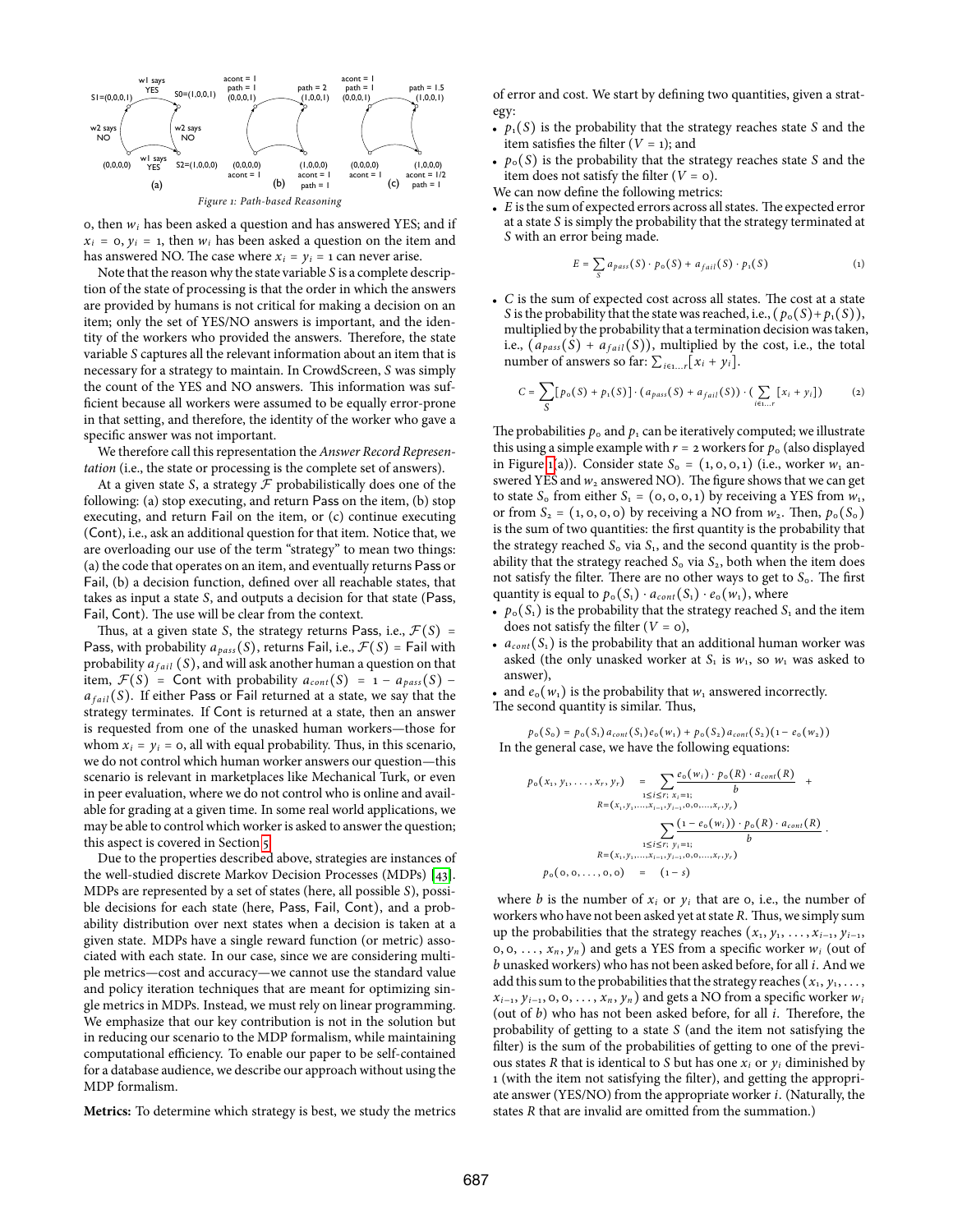Figure 1: Path-based Reasoning

0, then $w_i$ has been asked a question and has answered YES; and if $x_i = 0, y_i = 1$, then $w_i$ has been asked a question on the item and has answered NO. The case where $x_i = y_i = 1$ can never arise.

Note that the reason why the state variable $S$ is a complete description of the state of processing is that the order in which the answers are provided by humans is not critical for making a decision on an item; only the set of YES/NO answers is important, and the identity of the workers who provided the answers. Therefore, the state variable $S$ captures all the relevant information about an item that is necessary for a strategy to maintain. In CrowdScreen, $S$ was simply the count of the YES and NO answers. This information was sufficient because all workers were assumed to be equally error-prone in that setting, and therefore, the identity of the worker who gave a specific answer was not important.

We therefore call this representation the *Answer Record Representation* (i.e., the state or processing is the complete set of answers).

At a given state $S$, a strategy $\mathcal{F}$ probabilistically does one of the following: (a) stop executing, and return Pass on the item, (b) stop executing, and return Fail on the item, or (c) continue executing (Cont), i.e., ask an additional question for that item. Notice that, we are overloading our use of the term "strategy" to mean two things: (a) the code that operates on an item, and eventually returns Pass or Fail, (b) a decision function, defined over all reachable states, that takes as input a state $S$, and outputs a decision for that state (Pass, Fail, Cont). The use will be clear from the context.

Thus, at a given state $S$, the strategy returns Pass, i.e., $\mathcal{F}(S) =$ Pass, with probability $a_{pass}(S)$, returns Fail, i.e., $\mathcal{F}(S) =$ Fail with probability $a_{fail}(S)$, and will ask another human a question on that item, $\mathcal{F}(S) =$ Cont with probability $a_{cont}(S) = 1 - a_{pass}(S) - a_{fail}(S)$. If either Pass or Fail returned at a state, we say that the strategy terminates. If Cont is returned at a state, then an answer is requested from one of the unasked human workers—those for whom $x_i = y_i = 0$, all with equal probability. Thus, in this scenario, we do not control which human worker answers our question—this scenario is relevant in marketplaces like Mechanical Turk, or even in peer evaluation, where we do not control who is online and available for grading at a given time. In some real world applications, we may be able to control which worker is asked to answer the question; this aspect is covered in Section 5.

Due to the properties described above, strategies are instances of the well-studied discrete Markov Decision Processes (MDPs) [43]. MDPs are represented by a set of states (here, all possible $S$), possible decisions for each state (here, Pass, Fail, Cont), and a probability distribution over next states when a decision is taken at a given state. MDPs have a single reward function (or metric) associated with each state. In our case, since we are considering multiple metrics—cost and accuracy—we cannot use the standard value and policy iteration techniques that are meant for optimizing single metrics in MDPs. Instead, we must rely on linear programming. We emphasize that our key contribution is not in the solution but in reducing our scenario to the MDP formalism, while maintaining computational efficiency. To enable our paper to be self-contained for a database audience, we describe our approach without using the MDP formalism.

**Metrics:** To determine which strategy is best, we study the metrics of error and cost. We start by defining two quantities, given a strategy:

- $p_1(S)$ is the probability that the strategy reaches state $S$ and the item satisfies the filter ($V = 1$); and
- $p_0(S)$ is the probability that the strategy reaches state $S$ and the item does not satisfy the filter ($V = 0$).

We can now define the following metrics:

- $E$ is the sum of expected errors across all states. The expected error at a state $S$ is simply the probability that the strategy terminated at $S$ with an error being made.

$$E = \sum_S a_{pass}(S) \cdot p_0(S) + a_{fail}(S) \cdot p_1(S) \quad (1)$$

- $C$ is the sum of expected cost across all states. The cost at a state $S$ is the probability that the state was reached, i.e., $(p_0(S) + p_1(S))$, multiplied by the probability that a termination decision was taken, i.e., $(a_{pass}(S) + a_{fail}(S))$, multiplied by the cost, i.e., the total number of answers so far: $\sum_{i \in 1\ldots r}[x_i + y_i]$.

$$C = \sum_S [p_0(S) + p_1(S)] \cdot (a_{pass}(S) + a_{fail}(S)) \cdot (\sum_{i \in 1\ldots r} [x_i + y_i]) \quad (2)$$

The probabilities $p_0$ and $p_1$ can be iteratively computed; we illustrate this using a simple example with $r = 2$ workers for $p_0$ (also displayed in Figure 1(a)). Consider state $S_0 = (1, 0, 0, 1)$ (i.e., worker $w_1$ answered YES and $w_2$ answered NO). The figure shows that we can get to state $S_0$ from either $S_1 = (0, 0, 0, 1)$ by receiving a YES from $w_1$, or from $S_2 = (1, 0, 0, 0)$ by receiving a NO from $w_2$. Then, $p_0(S_0)$ is the sum of two quantities: the first quantity is the probability that the strategy reached $S_0$ via $S_1$, and the second quantity is the probability that the strategy reached $S_0$ via $S_2$, both when the item does not satisfy the filter. There are no other ways to get to $S_0$. The first quantity is equal to $p_0(S_1) \cdot a_{cont}(S_1) \cdot e_0(w_1)$, where

- $p_0(S_1)$ is the probability that the strategy reached $S_1$ and the item does not satisfy the filter ($V = 0$),
- $a_{cont}(S_1)$ is the probability that an additional human worker was asked (the only unasked worker at $S_1$ is $w_1$, so $w_1$ was asked to answer),
- and $e_0(w_1)$ is the probability that $w_1$ answered incorrectly.

The second quantity is similar. Thus,

$$p_0(S_0) = p_0(S_1) a_{cont}(S_1) e_0(w_1) + p_0(S_2) a_{cont}(S_2)(1 - e_0(w_2))$$

In the general case, we have the following equations:

$$
\begin{aligned}
p_0(x_1, y_1, \ldots, x_r, y_r) &= \sum_{\substack{1 \le i \le r;\ x_i = 1; \\ R = (x_1, y_1, \ldots, x_{i-1}, y_{i-1}, 0, 0, \ldots, x_r, y_r)}} \frac{e_0(w_i) \cdot p_0(R) \cdot a_{cont}(R)}{b} \; + \\
&\quad \sum_{\substack{1 \le i \le r;\ y_i = 1; \\ R = (x_1, y_1, \ldots, x_{i-1}, y_{i-1}, 0, 0, \ldots, x_r, y_r)}} \frac{(1 - e_0(w_i)) \cdot p_0(R) \cdot a_{cont}(R)}{b} \, . \\
p_0(0, 0, \ldots, 0, 0) &= (1 - s)
\end{aligned}
$$

where $b$ is the number of $x_i$ or $y_i$ that are 0, i.e., the number of workers who have not been asked yet at state $R$. Thus, we simply sum up the probabilities that the strategy reaches $(x_1, y_1, \ldots, x_{i-1}, y_{i-1}, 0, 0, \ldots, x_n, y_n)$ and gets a YES from a specific worker $w_i$ (out of $b$ unasked workers) who has not been asked before, for all $i$. And we add this sum to the probabilities that the strategy reaches $(x_1, y_1, \ldots, x_{i-1}, y_{i-1}, 0, 0, \ldots, x_n, y_n)$ and gets a NO from a specific worker $w_i$ (out of $b$) who has not been asked before, for all $i$. Therefore, the probability of getting to a state $S$ (and the item not satisfying the filter) is the sum of the probabilities of getting to one of the previous states $R$ that is identical to $S$ but has one $x_i$ or $y_i$ diminished by 1 (with the item not satisfying the filter), and getting the appropriate answer (YES/NO) from the appropriate worker $i$. (Naturally, the states $R$ that are invalid are omitted from the summation.)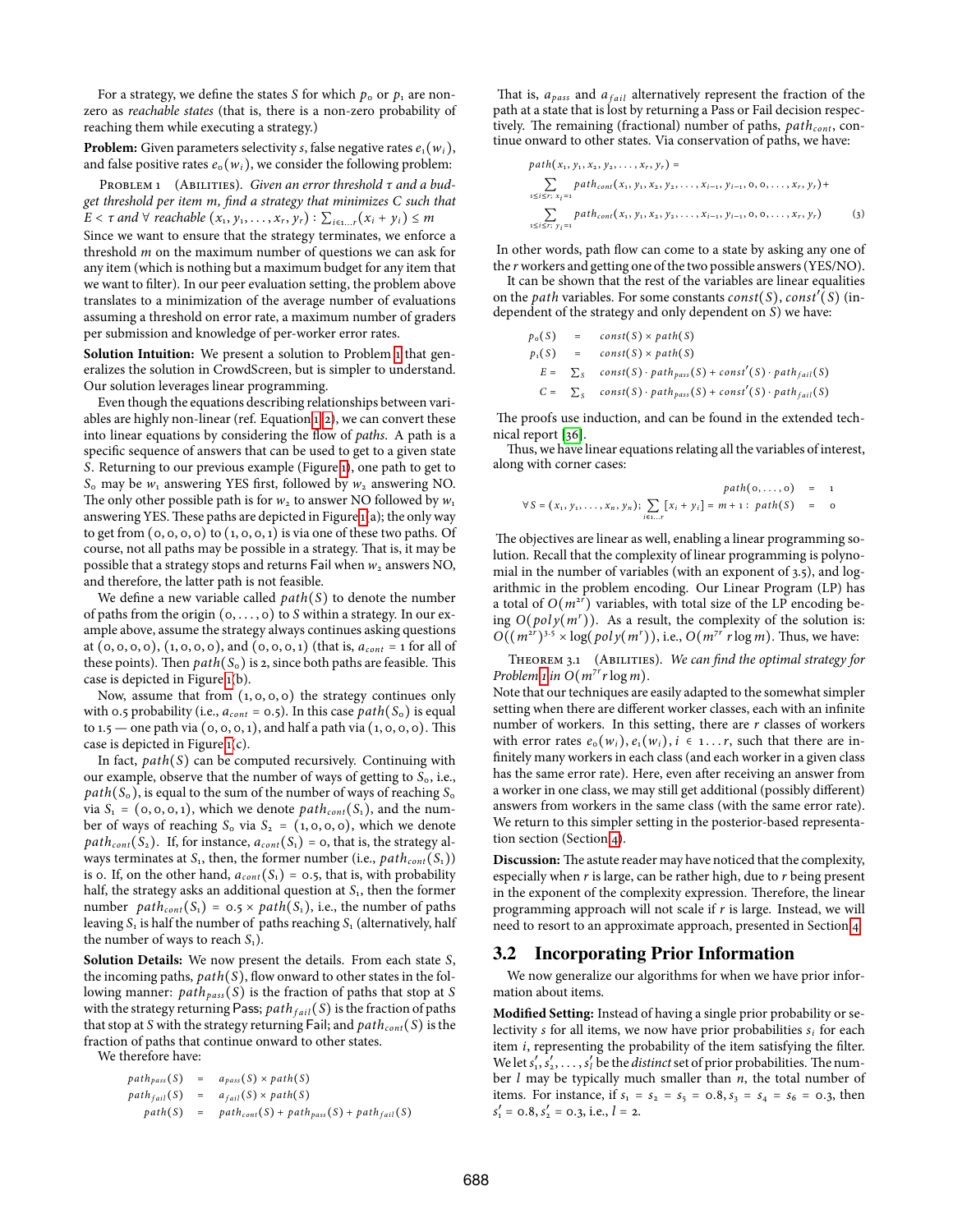For a strategy, we define the states $S$ for which $p_0$ or $p_1$ are non-zero as *reachable states* (that is, there is a non-zero probability of reaching them while executing a strategy.)

**Problem:** Given parameters selectivity $s$, false negative rates $e_1(w_i)$, and false positive rates $e_0(w_i)$, we consider the following problem:

Problem 1 (Abilities). *Given an error threshold $\tau$ and a budget threshold per item $m$, find a strategy that minimizes $C$ such that $E < \tau$ and $\forall$ reachable $(x_1, y_1, \ldots, x_r, y_r) : \sum_{i \in 1\ldots r}(x_i + y_i) \leq m$*

Since we want to ensure that the strategy terminates, we enforce a threshold $m$ on the maximum number of questions we can ask for any item (which is nothing but a maximum budget for any item that we want to filter). In our peer evaluation setting, the problem above translates to a minimization of the average number of evaluations assuming a threshold on error rate, a maximum number of graders per submission and knowledge of per-worker error rates.

**Solution Intuition:** We present a solution to Problem 1 that generalizes the solution in CrowdScreen, but is simpler to understand. Our solution leverages linear programming.

Even though the equations describing relationships between variables are highly non-linear (ref. Equation 1,2), we can convert these into linear equations by considering the flow of *paths*. A path is a specific sequence of answers that can be used to get to a given state $S$. Returning to our previous example (Figure 1), one path to get to $S_0$ may be $w_1$ answering YES first, followed by $w_2$ answering NO. The only other possible path is for $w_2$ to answer NO followed by $w_1$ answering YES. These paths are depicted in Figure 1(a); the only way to get from $(0,0,0,0)$ to $(1,0,0,0)$ is via one of these two paths. Of course, not all paths may be possible in a strategy. That is, it may be possible that a strategy stops and returns Fail when $w_2$ answers NO, and therefore, the latter path is not feasible.

We define a new variable called $path(S)$ to denote the number of paths from the origin $(0,\ldots,0)$ to $S$ within a strategy. In our example above, assume the strategy always continues asking questions at $(0,0,0,0)$, $(1,0,0,0)$, and $(0,0,0,1)$ (that is, $a_{cont} = 1$ for all of these points). Then $path(S_0)$ is 2, since both paths are feasible. This case is depicted in Figure 1(b).

Now, assume that from $(1,0,0,0)$ the strategy continues only with 0.5 probability (i.e., $a_{cont} = 0.5$). In this case $path(S_0)$ is equal to 1.5 — one path via $(0,0,0,1)$, and half a path via $(1,0,0,0)$. This case is depicted in Figure 1(c).

In fact, $path(S)$ can be computed recursively. Continuing with our example, observe that the number of ways of getting to $S_0$, i.e., $path(S_0)$, is equal to the sum of the number of ways of reaching $S_0$ via $S_1 = (0,0,0,1)$, which we denote $path_{cont}(S_1)$, and the number of ways of reaching $S_0$ via $S_2 = (1,0,0,0)$, which we denote $path_{cont}(S_2)$. If, for instance, $a_{cont}(S_1) = 0$, that is, the strategy always terminates at $S_1$, then, the former number (i.e., $path_{cont}(S_1)$) is 0. If, on the other hand, $a_{cont}(S_1) = 0.5$, that is, with probability half, the strategy asks an additional question at $S_1$, then the former number $path_{cont}(S_1) = 0.5 \times path(S_1)$, i.e., the number of paths leaving $S_1$ is half the number of paths reaching $S_1$ (alternatively, half the number of ways to reach $S_1$).

**Solution Details:** We now present the details. From each state $S$, the incoming paths, $path(S)$, flow onward to other states in the following manner: $path_{pass}(S)$ is the fraction of paths that stop at $S$ with the strategy returning Pass; $path_{fail}(S)$ is the fraction of paths that stop at $S$ with the strategy returning Fail; and $path_{cont}(S)$ is the fraction of paths that continue onward to other states.

We therefore have:

$$
\begin{aligned}
path_{pass}(S) &= a_{pass}(S) \times path(S)\\
path_{fail}(S) &= a_{fail}(S) \times path(S)\\
path(S) &= path_{cont}(S) + path_{pass}(S) + path_{fail}(S)
\end{aligned}
$$

That is, $a_{pass}$ and $a_{fail}$ alternatively represent the fraction of the path at a state that is lost by returning a Pass or Fail decision respectively. The remaining (fractional) number of paths, $path_{cont}$, continue onward to other states. Via conservation of paths, we have:

$$
\begin{aligned}
&path(x_1, y_1, x_2, y_2, \ldots, x_r, y_r) = \\
&\sum_{1 \leq i \leq r;\ x_i = 1} path_{cont}(x_1, y_1, x_2, y_2, \ldots, x_{i-1}, y_{i-1}, 0, 0, \ldots, x_r, y_r) + \\
&\sum_{1 \leq i \leq r;\ y_i = 1} path_{cont}(x_1, y_1, x_2, y_2, \ldots, x_{i-1}, y_{i-1}, 0, 0, \ldots, x_r, y_r)
\end{aligned} \tag{3}
$$

In other words, path flow can come to a state by asking any one of the $r$ workers and getting one of the two possible answers (YES/NO).

It can be shown that the rest of the variables are linear equalities on the $path$ variables. For some constants $const(S)$, $const'(S)$ (independent of the strategy and only dependent on $S$) we have:

$$
\begin{aligned}
p_0(S) &= const(S) \times path(S)\\
p_1(S) &= const(S) \times path(S)\\
E &= \textstyle\sum_S \ const(S) \cdot path_{pass}(S) + const'(S) \cdot path_{fail}(S)\\
C &= \textstyle\sum_S \ const(S) \cdot path_{pass}(S) + const'(S) \cdot path_{fail}(S)
\end{aligned}
$$

The proofs use induction, and can be found in the extended technical report [36].

Thus, we have linear equations relating all the variables of interest, along with corner cases:

$$
\begin{aligned}
path(0, \ldots, 0) &= 1\\
\forall S = (x_1, y_1, \ldots, x_n, y_n);\ \sum_{i \in 1\ldots r}[x_i + y_i] = m+1 :\ path(S) &= 0
\end{aligned}
$$

The objectives are linear as well, enabling a linear programming solution. Recall that the complexity of linear programming is polynomial in the number of variables (with an exponent of 3.5), and logarithmic in the problem encoding. Our Linear Program (LP) has a total of $O(m^{2r})$ variables, with total size of the LP encoding being $O(poly(m^r))$. As a result, the complexity of the solution is: $O((m^{2r})^{3.5} \times \log(poly(m^r))$, i.e., $O(m^{7r}\, r \log m)$. Thus, we have:

Theorem 3.1 (Abilities). *We can find the optimal strategy for Problem 1 in $O(m^{7r} r \log m)$.*

Note that our techniques are easily adapted to the somewhat simpler setting when there are different worker classes, each with an infinite number of workers. In this setting, there are $r$ classes of workers with error rates $e_0(w_i), e_1(w_i), i \in 1\ldots r$, such that there are infinitely many workers in each class (and each worker in a given class has the same error rate). Here, even after receiving an answer from a worker in one class, we may still get additional (possibly different) answers from workers in the same class (with the same error rate). We return to this simpler setting in the posterior-based representation section (Section 4).

**Discussion:** The astute reader may have noticed that the complexity, especially when $r$ is large, can be rather high, due to $r$ being present in the exponent of the complexity expression. Therefore, the linear programming approach will not scale if $r$ is large. Instead, we will need to resort to an approximate approach, presented in Section 4.

## 3.2 Incorporating Prior Information

We now generalize our algorithms for when we have prior information about items.

**Modified Setting:** Instead of having a single prior probability or selectivity $s$ for all items, we now have prior probabilities $s_i$ for each item $i$, representing the probability of the item satisfying the filter. We let $s'_1, s'_2, \ldots, s'_l$ be the *distinct* set of prior probabilities. The number $l$ may be typically much smaller than $n$, the total number of items. For instance, if $s_1 = s_2 = s_5 = 0.8$, $s_3 = s_4 = s_6 = 0.3$, then $s'_1 = 0.8$, $s'_2 = 0.3$, i.e., $l = 2$.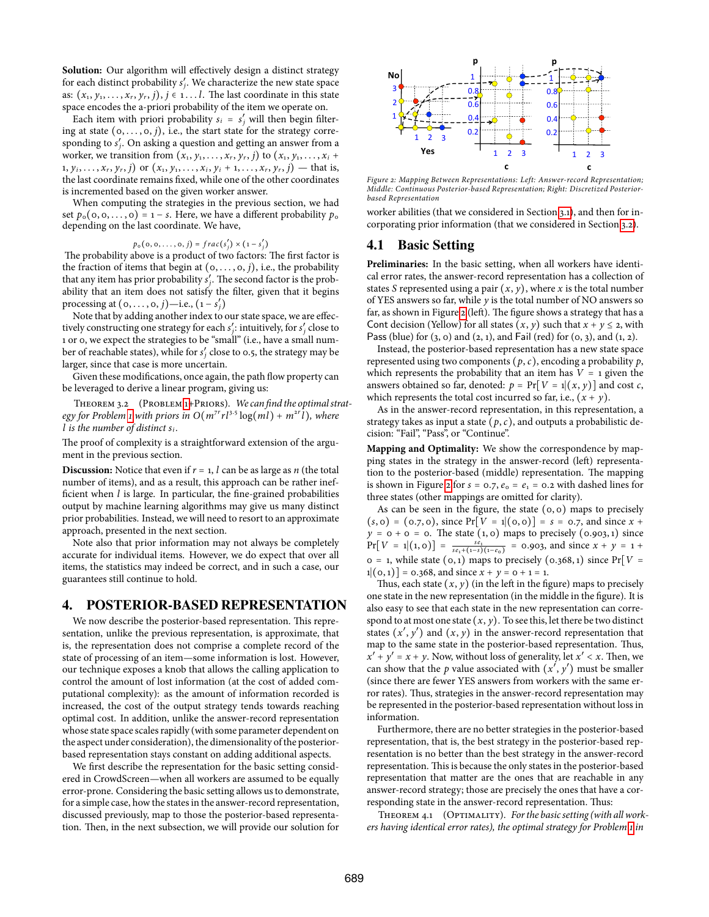**Solution:** Our algorithm will effectively design a distinct strategy for each distinct probability $s'_j$. We characterize the new state space as: $(x_1, y_1, \ldots, x_r, y_r, j), j \in 1 \ldots l$. The last coordinate in this state space encodes the a-priori probability of the item we operate on.

Each item with priori probability $s_i = s'_j$ will then begin filtering at state $(0, \ldots, 0, j)$, i.e., the start state for the strategy corresponding to $s'_j$. On asking a question and getting an answer from a worker, we transition from $(x_1, y_1, \ldots, x_r, y_r, j)$ to $(x_1, y_1, \ldots, x_i + 1, y_i, \ldots, x_r, y_r, j)$ or $(x_1, y_1, \ldots, x_i, y_i + 1, \ldots, x_r, y_r, j)$ — that is, the last coordinate remains fixed, while one of the other coordinates is incremented based on the given worker answer.

When computing the strategies in the previous section, we had set $p_o(0, 0, \ldots, 0) = 1 - s$. Here, we have a different probability $p_o$ depending on the last coordinate. We have,

$$p_o(0, 0, \ldots, 0, j) = frac(s'_j) \times (1 - s'_j)$$

The probability above is a product of two factors: The first factor is the fraction of items that begin at $(0, \ldots, 0, j)$, i.e., the probability that any item has prior probability $s'_j$. The second factor is the probability that an item does not satisfy the filter, given that it begins processing at $(0, \ldots, 0, j)$—i.e., $(1 - s'_j)$

Note that by adding another index to our state space, we are effectively constructing one strategy for each $s'_j$: intuitively, for $s'_j$ close to 1 or 0, we expect the strategies to be "small" (i.e., have a small number of reachable states), while for $s'_j$ close to 0.5, the strategy may be larger, since that case is more uncertain.

Given these modifications, once again, the path flow property can be leveraged to derive a linear program, giving us:

Theorem 3.2 (Problem 1+Priors). *We can find the optimal strategy for Problem 1 with priors in $O(m^{7r} r l^{3.5} \log(ml) + m^{2r} l)$, where $l$ is the number of distinct $s_i$.*

The proof of complexity is a straightforward extension of the argument in the previous section.

**Discussion:** Notice that even if $r = 1$, $l$ can be as large as $n$ (the total number of items), and as a result, this approach can be rather inefficient when $l$ is large. In particular, the fine-grained probabilities output by machine learning algorithms may give us many distinct prior probabilities. Instead, we will need to resort to an approximate approach, presented in the next section.

Note also that prior information may not always be completely accurate for individual items. However, we do expect that over all items, the statistics may indeed be correct, and in such a case, our guarantees still continue to hold.

## 4. POSTERIOR-BASED REPRESENTATION

We now describe the posterior-based representation. This representation, unlike the previous representation, is approximate, that is, the representation does not comprise a complete record of the state of processing of an item—some information is lost. However, our technique exposes a knob that allows the calling application to control the amount of lost information (at the cost of added computational complexity): as the amount of information recorded is increased, the cost of the output strategy tends towards reaching optimal cost. In addition, unlike the answer-record representation whose state space scales rapidly (with some parameter dependent on the aspect under consideration), the dimensionality of the posterior-based representation stays constant on adding additional aspects.

We first describe the representation for the basic setting considered in CrowdScreen—when all workers are assumed to be equally error-prone. Considering the basic setting allows us to demonstrate, for a simple case, how the states in the answer-record representation, discussed previously, map to those the posterior-based representation. Then, in the next subsection, we will provide our solution for worker abilities (that we considered in Section 3.1), and then for incorporating prior information (that we considered in Section 3.2).

Figure 2: Mapping Between Representations: Left: Answer-record Representation; Middle: Continuous Posterior-based Representation; Right: Discretized Posterior-based Representation

### 4.1 Basic Setting

**Preliminaries:** In the basic setting, when all workers have identical error rates, the answer-record representation has a collection of states $S$ represented using a pair $(x, y)$, where $x$ is the total number of YES answers so far, while $y$ is the total number of NO answers so far, as shown in Figure 2 (left). The figure shows a strategy that has a Cont decision (Yellow) for all states $(x, y)$ such that $x + y \leq 2$, with Pass (blue) for $(3, 0)$ and $(2, 1)$, and Fail (red) for $(0, 3)$, and $(1, 2)$.

Instead, the posterior-based representation has a new state space represented using two components $(p, c)$, encoding a probability $p$, which represents the probability that an item has $V = 1$ given the answers obtained so far, denoted: $p = \Pr[V = 1 | (x, y)]$ and cost $c$, which represents the total cost incurred so far, i.e., $(x + y)$.

As in the answer-record representation, in this representation, a strategy takes as input a state $(p, c)$, and outputs a probabilistic decision: "Fail", "Pass", or "Continue".

**Mapping and Optimality:** We show the correspondence by mapping states in the strategy in the answer-record (left) representation to the posterior-based (middle) representation. The mapping is shown in Figure 2 for $s = 0.7, e_0 = e_1 = 0.2$ with dashed lines for three states (other mappings are omitted for clarity).

As can be seen in the figure, the state $(0, 0)$ maps to precisely $(s, 0) = (0.7, 0)$, since $\Pr[V = 1 | (0, 0)] = s = 0.7$, and since $x + y = 0 + 0 = 0$. The state $(1, 0)$ maps to precisely $(0.903, 1)$ since $\Pr[V = 1 | (1, 0)] = \frac{s e_1}{s e_1 + (1-s)(1-e_0)} = 0.903$, and since $x + y = 1 + 0 = 1$, while state $(0, 1)$ maps to precisely $(0.368, 1)$ since $\Pr[V = 1 | (0, 1)] = 0.368$, and since $x + y = 0 + 1 = 1$.

Thus, each state $(x, y)$ (in the left in the figure) maps to precisely one state in the new representation (in the middle in the figure). It is also easy to see that each state in the new representation can correspond to at most one state $(x, y)$. To see this, let there be two distinct states $(x', y')$ and $(x, y)$ in the answer-record representation that map to the same state in the posterior-based representation. Thus, $x' + y' = x + y$. Now, without loss of generality, let $x' < x$. Then, we can show that the $p$ value associated with $(x', y')$ must be smaller (since there are fewer YES answers from workers with the same error rates). Thus, strategies in the answer-record representation may be represented in the posterior-based representation without loss in information.

Furthermore, there are no better strategies in the posterior-based representation, that is, the best strategy in the posterior-based representation is no better than the best strategy in the answer-record representation. This is because the only states in the posterior-based representation that matter are the ones that are reachable in any answer-record strategy; those are precisely the ones that have a corresponding state in the answer-record representation. Thus:

Theorem 4.1 (Optimality). *For the basic setting (with all workers having identical error rates), the optimal strategy for Problem 1 in*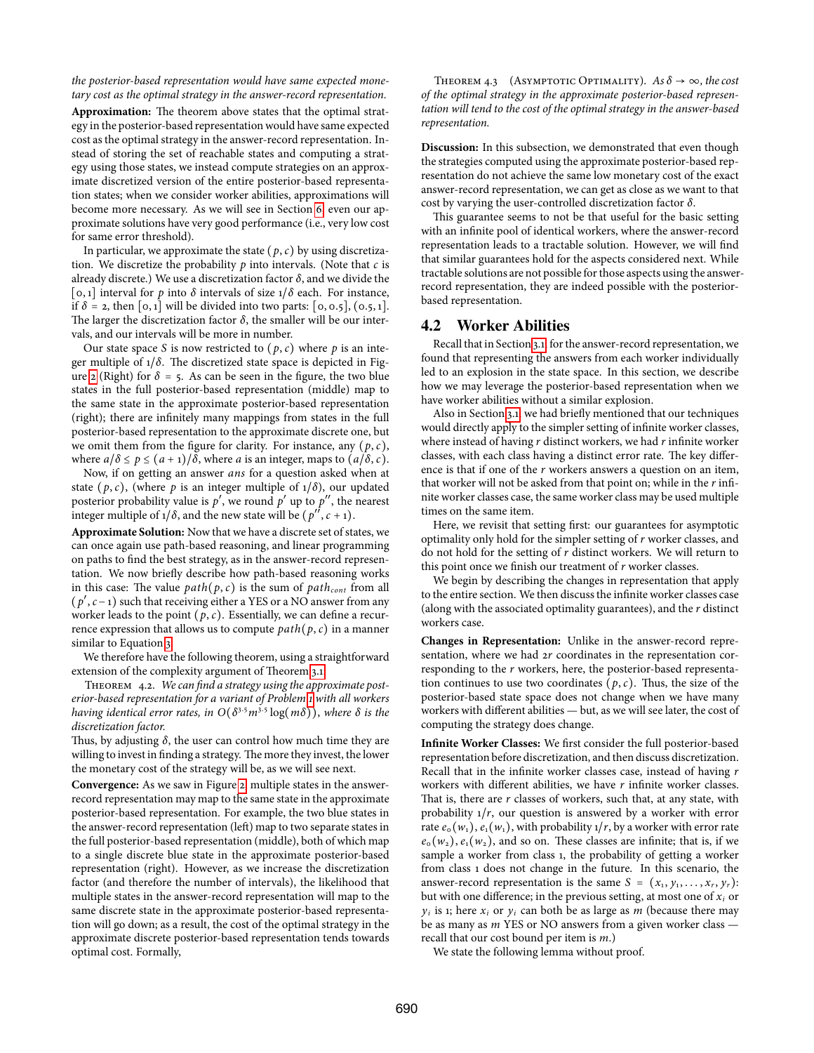*the posterior-based representation would have same expected monetary cost as the optimal strategy in the answer-record representation.*

**Approximation:** The theorem above states that the optimal strategy in the posterior-based representation would have same expected cost as the optimal strategy in the answer-record representation. Instead of storing the set of reachable states and computing a strategy using those states, we instead compute strategies on an approximate discretized version of the entire posterior-based representation states; when we consider worker abilities, approximations will become more necessary. As we will see in Section 6, even our approximate solutions have very good performance (i.e., very low cost for same error threshold).

In particular, we approximate the state $(p, c)$ by using discretization. We discretize the probability $p$ into intervals. (Note that $c$ is already discrete.) We use a discretization factor $\delta$, and we divide the $[0, 1]$ interval for $p$ into $\delta$ intervals of size $1/\delta$ each. For instance, if $\delta = 2$, then $[0, 1]$ will be divided into two parts: $[0, 0.5]$, $(0.5, 1]$. The larger the discretization factor $\delta$, the smaller will be our intervals, and our intervals will be more in number.

Our state space $S$ is now restricted to $(p, c)$ where $p$ is an integer multiple of $1/\delta$. The discretized state space is depicted in Figure 2 (Right) for $\delta = 5$. As can be seen in the figure, the two blue states in the full posterior-based representation (middle) map to the same state in the approximate posterior-based representation (right); there are infinitely many mappings from states in the full posterior-based representation to the approximate discrete one, but we omit them from the figure for clarity. For instance, any $(p, c)$, where $a/\delta \le p \le (a + 1)/\delta$, where $a$ is an integer, maps to $(a/\delta, c)$.

Now, if on getting an answer $ans$ for a question asked when at state $(p, c)$, (where $p$ is an integer multiple of $1/\delta$), our updated posterior probability value is $p'$, we round $p'$ up to $p''$, the nearest integer multiple of $1/\delta$, and the new state will be $(p'', c + 1)$.

**Approximate Solution:** Now that we have a discrete set of states, we can once again use path-based reasoning, and linear programming on paths to find the best strategy, as in the answer-record representation. We now briefly describe how path-based reasoning works in this case: The value $path(p, c)$ is the sum of $path_{cont}$ from all $(p', c - 1)$ such that receiving either a YES or a NO answer from any worker leads to the point $(p, c)$. Essentially, we can define a recurrence expression that allows us to compute $path(p, c)$ in a manner similar to Equation 3.

We therefore have the following theorem, using a straightforward extension of the complexity argument of Theorem 3.1.

Theorem 4.2. *We can find a strategy using the approximate posterior-based representation for a variant of Problem 1 with all workers having identical error rates, in $O(\delta^{3.5} m^{3.5} \log(m\delta))$, where $\delta$ is the discretization factor.*

Thus, by adjusting $\delta$, the user can control how much time they are willing to invest in finding a strategy. The more they invest, the lower the monetary cost of the strategy will be, as we will see next.

**Convergence:** As we saw in Figure 2, multiple states in the answer-record representation may map to the same state in the approximate posterior-based representation. For example, the two blue states in the answer-record representation (left) map to two separate states in the full posterior-based representation (middle), both of which map to a single discrete blue state in the approximate posterior-based representation (right). However, as we increase the discretization factor (and therefore the number of intervals), the likelihood that multiple states in the answer-record representation will map to the same discrete state in the approximate posterior-based representation will go down; as a result, the cost of the optimal strategy in the approximate discrete posterior-based representation tends towards optimal cost. Formally,

Theorem 4.3 (Asymptotic Optimality). *As $\delta \to \infty$, the cost of the optimal strategy in the approximate posterior-based representation will tend to the cost of the optimal strategy in the answer-based representation.*

**Discussion:** In this subsection, we demonstrated that even though the strategies computed using the approximate posterior-based representation do not achieve the same low monetary cost of the exact answer-record representation, we can get as close as we want to that cost by varying the user-controlled discretization factor $\delta$.

This guarantee seems to not be that useful for the basic setting with an infinite pool of identical workers, where the answer-record representation leads to a tractable solution. However, we will find that similar guarantees hold for the aspects considered next. While tractable solutions are not possible for those aspects using the answer-record representation, they are indeed possible with the posterior-based representation.

## 4.2 Worker Abilities

Recall that in Section 3.1 for the answer-record representation, we found that representing the answers from each worker individually led to an explosion in the state space. In this section, we describe how we may leverage the posterior-based representation when we have worker abilities without a similar explosion.

Also in Section 3.1, we had briefly mentioned that our techniques would directly apply to the simpler setting of infinite worker classes, where instead of having $r$ distinct workers, we had $r$ infinite worker classes, with each class having a distinct error rate. The key difference is that if one of the $r$ workers answers a question on an item, that worker will not be asked from that point on; while in the $r$ infinite worker classes case, the same worker class may be used multiple times on the same item.

Here, we revisit that setting first: our guarantees for asymptotic optimality only hold for the simpler setting of $r$ worker classes, and do not hold for the setting of $r$ distinct workers. We will return to this point once we finish our treatment of $r$ worker classes.

We begin by describing the changes in representation that apply to the entire section. We then discuss the infinite worker classes case (along with the associated optimality guarantees), and the $r$ distinct workers case.

**Changes in Representation:** Unlike in the answer-record representation, where we had $2r$ coordinates in the representation corresponding to the $r$ workers, here, the posterior-based representation continues to use two coordinates $(p, c)$. Thus, the size of the posterior-based state space does not change when we have many workers with different abilities — but, as we will see later, the cost of computing the strategy does change.

**Infinite Worker Classes:** We first consider the full posterior-based representation before discretization, and then discuss discretization. Recall that in the infinite worker classes case, instead of having $r$ workers with different abilities, we have $r$ infinite worker classes. That is, there are $r$ classes of workers, such that, at any state, with probability $1/r$, our question is answered by a worker with error rate $e_0(w_1), e_1(w_1)$, with probability $1/r$, by a worker with error rate $e_0(w_2), e_1(w_2)$, and so on. These classes are infinite; that is, if we sample a worker from class 1, the probability of getting a worker from class 1 does not change in the future. In this scenario, the answer-record representation is the same $S = (x_1, y_1, \ldots, x_r, y_r)$: but with one difference; in the previous setting, at most one of $x_i$ or $y_i$ is 1; here $x_i$ or $y_i$ can both be as large as $m$ (because there may be as many as $m$ YES or NO answers from a given worker class — recall that our cost bound per item is $m$.)

We state the following lemma without proof.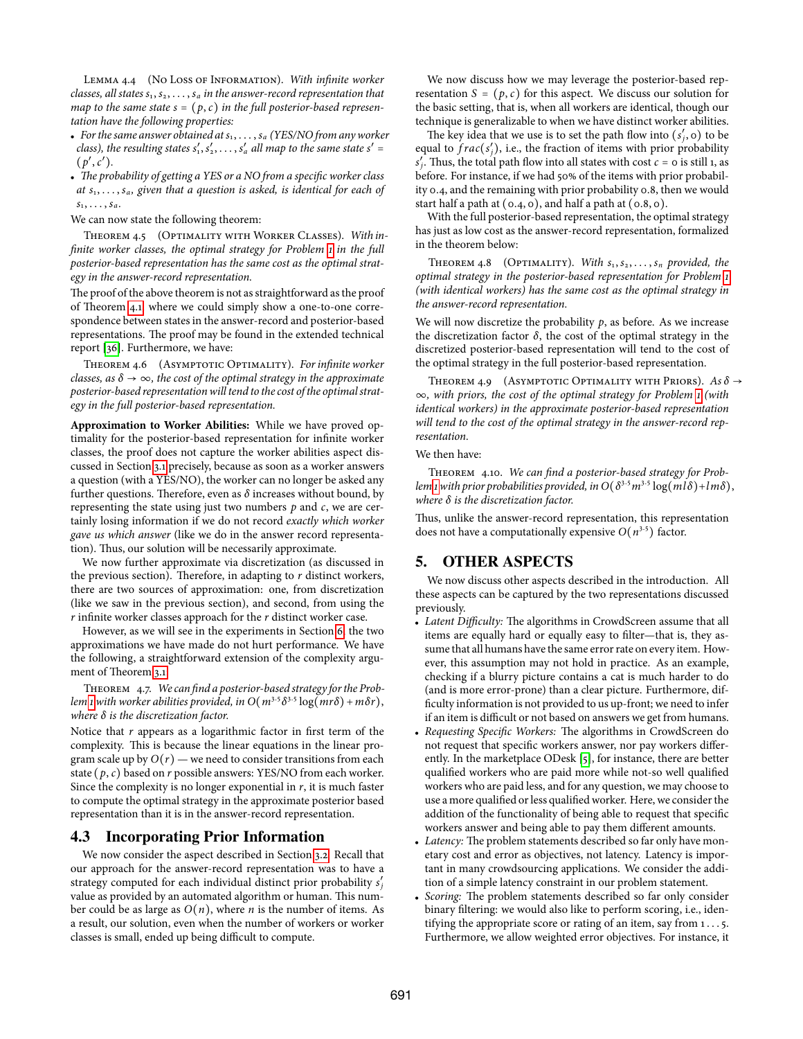Lemma 4.4 (No Loss of Information). *With infinite worker classes, all states $s_1, s_2, \ldots, s_a$ in the answer-record representation that map to the same state $s = (p, c)$ in the full posterior-based representation have the following properties:*

- *For the same answer obtained at $s_1, \ldots, s_a$ (YES/NO from any worker class), the resulting states $s_1', s_2', \ldots, s_a'$ all map to the same state $s' = (p', c')$.*
- *The probability of getting a YES or a NO from a specific worker class at $s_1, \ldots, s_a$, given that a question is asked, is identical for each of $s_1, \ldots, s_a$.*

We can now state the following theorem:

Theorem 4.5 (Optimality with Worker Classes). *With infinite worker classes, the optimal strategy for Problem 1 in the full posterior-based representation has the same cost as the optimal strategy in the answer-record representation.*

The proof of the above theorem is not as straightforward as the proof of Theorem 4.1 where we could simply show a one-to-one correspondence between states in the answer-record and posterior-based representations. The proof may be found in the extended technical report [36]. Furthermore, we have:

Theorem 4.6 (Asymptotic Optimality). *For infinite worker classes, as $\delta \to \infty$, the cost of the optimal strategy in the approximate posterior-based representation will tend to the cost of the optimal strategy in the full posterior-based representation.*

**Approximation to Worker Abilities:** While we have proved optimality for the posterior-based representation for infinite worker classes, the proof does not capture the worker abilities aspect discussed in Section 3.1 precisely, because as soon as a worker answers a question (with a YES/NO), the worker can no longer be asked any further questions. Therefore, even as $\delta$ increases without bound, by representing the state using just two numbers $p$ and $c$, we are certainly losing information if we do not record *exactly which worker gave us which answer* (like we do in the answer record representation). Thus, our solution will be necessarily approximate.

We now further approximate via discretization (as discussed in the previous section). Therefore, in adapting to $r$ distinct workers, there are two sources of approximation: one, from discretization (like we saw in the previous section), and second, from using the $r$ infinite worker classes approach for the $r$ distinct worker case.

However, as we will see in the experiments in Section 6, the two approximations we have made do not hurt performance. We have the following, a straightforward extension of the complexity argument of Theorem 3.1:

Theorem 4.7. *We can find a posterior-based strategy for the Problem 1 with worker abilities provided, in $O(m^{3.5}\delta^{3.5}\log(mr\delta) + m\delta r)$, where $\delta$ is the discretization factor.*

Notice that $r$ appears as a logarithmic factor in first term of the complexity. This is because the linear equations in the linear program scale up by $O(r)$ — we need to consider transitions from each state $(p, c)$ based on $r$ possible answers: YES/NO from each worker. Since the complexity is no longer exponential in $r$, it is much faster to compute the optimal strategy in the approximate posterior based representation than it is in the answer-record representation.

### 4.3 Incorporating Prior Information

We now consider the aspect described in Section 3.2. Recall that our approach for the answer-record representation was to have a strategy computed for each individual distinct prior probability $s_j'$ value as provided by an automated algorithm or human. This number could be as large as $O(n)$, where $n$ is the number of items. As a result, our solution, even when the number of workers or worker classes is small, ended up being difficult to compute.

We now discuss how we may leverage the posterior-based representation $S = (p, c)$ for this aspect. We discuss our solution for the basic setting, that is, when all workers are identical, though our technique is generalizable to when we have distinct worker abilities.

The key idea that we use is to set the path flow into $(s_j', 0)$ to be equal to $frac(s_j')$, i.e., the fraction of items with prior probability $s_j'$. Thus, the total path flow into all states with cost $c = 0$ is still 1, as before. For instance, if we had 50% of the items with prior probability 0.4, and the remaining with prior probability 0.8, then we would start half a path at (0.4, 0), and half a path at (0.8, 0).

With the full posterior-based representation, the optimal strategy has just as low cost as the answer-record representation, formalized in the theorem below:

Theorem 4.8 (Optimality). *With $s_1, s_2, \ldots, s_n$ provided, the optimal strategy in the posterior-based representation for Problem 1 (with identical workers) has the same cost as the optimal strategy in the answer-record representation.*

We will now discretize the probability $p$, as before. As we increase the discretization factor $\delta$, the cost of the optimal strategy in the discretized posterior-based representation will tend to the cost of the optimal strategy in the full posterior-based representation.

Theorem 4.9 (Asymptotic Optimality with Priors). *As $\delta \to \infty$, with priors, the cost of the optimal strategy for Problem 1 (with identical workers) in the approximate posterior-based representation will tend to the cost of the optimal strategy in the answer-record representation.*

We then have:

Theorem 4.10. *We can find a posterior-based strategy for Problem 1 with prior probabilities provided, in $O(\delta^{3.5}m^{3.5}\log(ml\delta) + lm\delta)$, where $\delta$ is the discretization factor.*

Thus, unlike the answer-record representation, this representation does not have a computationally expensive $O(n^{3.5})$ factor.

## 5. OTHER ASPECTS

We now discuss other aspects described in the introduction. All these aspects can be captured by the two representations discussed previously.

- *Latent Difficulty:* The algorithms in CrowdScreen assume that all items are equally hard or equally easy to filter—that is, they assume that all humans have the same error rate on every item. However, this assumption may not hold in practice. As an example, checking if a blurry picture contains a cat is much harder to do (and is more error-prone) than a clear picture. Furthermore, difficulty information is not provided to us up-front; we need to infer if an item is difficult or not based on answers we get from humans.
- *Requesting Specific Workers:* The algorithms in CrowdScreen do not request that specific workers answer, nor pay workers differently. In the marketplace ODesk [5], for instance, there are better qualified workers who are paid more while not-so well qualified workers who are paid less, and for any question, we may choose to use a more qualified or less qualified worker. Here, we consider the addition of the functionality of being able to request that specific workers answer and being able to pay them different amounts.
- *Latency:* The problem statements described so far only have monetary cost and error as objectives, not latency. Latency is important in many crowdsourcing applications. We consider the addition of a simple latency constraint in our problem statement.
- *Scoring:* The problem statements described so far only consider binary filtering: we would also like to perform scoring, i.e., identifying the appropriate score or rating of an item, say from 1 . . . 5. Furthermore, we allow weighted error objectives. For instance, it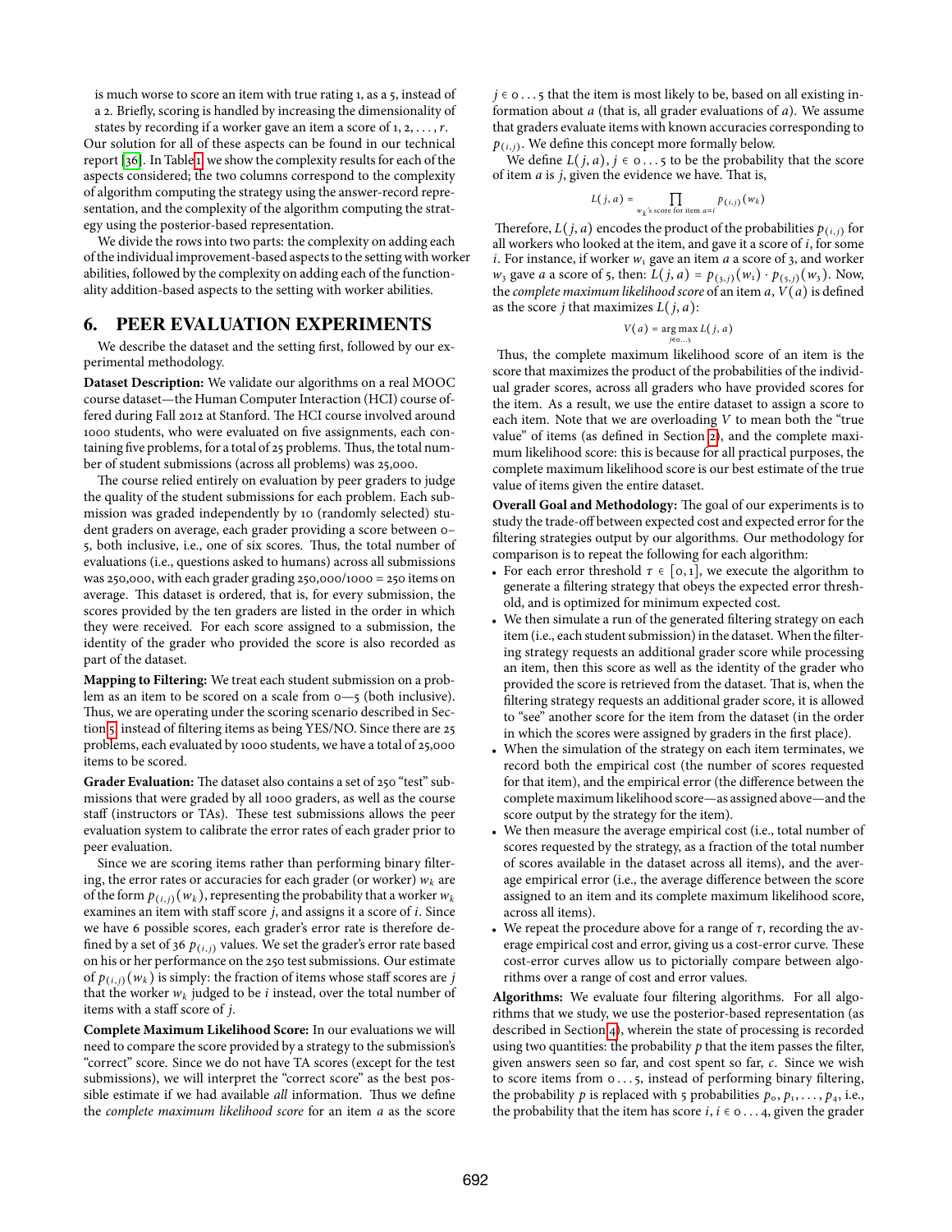is much worse to score an item with true rating 1, as a 5, instead of a 2. Briefly, scoring is handled by increasing the dimensionality of states by recording if a worker gave an item a score of $1, 2, \ldots, r$.
Our solution for all of these aspects can be found in our technical report [36]. In Table 1 we show the complexity results for each of the aspects considered; the two columns correspond to the complexity of algorithm computing the strategy using the answer-record representation, and the complexity of the algorithm computing the strategy using the posterior-based representation.

We divide the rows into two parts: the complexity on adding each of the individual improvement-based aspects to the setting with worker abilities, followed by the complexity on adding each of the functionality addition-based aspects to the setting with worker abilities.

# 6. PEER EVALUATION EXPERIMENTS

We describe the dataset and the setting first, followed by our experimental methodology.

**Dataset Description:** We validate our algorithms on a real MOOC course dataset—the Human Computer Interaction (HCI) course offered during Fall 2012 at Stanford. The HCI course involved around 1000 students, who were evaluated on five assignments, each containing five problems, for a total of 25 problems. Thus, the total number of student submissions (across all problems) was 25,000.

The course relied entirely on evaluation by peer graders to judge the quality of the student submissions for each problem. Each submission was graded independently by 10 (randomly selected) student graders on average, each grader providing a score between 0–5, both inclusive, i.e., one of six scores. Thus, the total number of evaluations (i.e., questions asked to humans) across all submissions was 250,000, with each grader grading 250,000/1000 = 250 items on average. This dataset is ordered, that is, for every submission, the scores provided by the ten graders are listed in the order in which they were received. For each score assigned to a submission, the identity of the grader who provided the score is also recorded as part of the dataset.

**Mapping to Filtering:** We treat each student submission on a problem as an item to be scored on a scale from 0—5 (both inclusive). Thus, we are operating under the scoring scenario described in Section 5, instead of filtering items as being YES/NO. Since there are 25 problems, each evaluated by 1000 students, we have a total of 25,000 items to be scored.

**Grader Evaluation:** The dataset also contains a set of 250 "test" submissions that were graded by all 1000 graders, as well as the course staff (instructors or TAs). These test submissions allows the peer evaluation system to calibrate the error rates of each grader prior to peer evaluation.

Since we are scoring items rather than performing binary filtering, the error rates or accuracies for each grader (or worker) $w_k$ are of the form $p_{(i,j)}(w_k)$, representing the probability that a worker $w_k$ examines an item with staff score $j$, and assigns it a score of $i$. Since we have 6 possible scores, each grader's error rate is therefore defined by a set of 36 $p_{(i,j)}$ values. We set the grader's error rate based on his or her performance on the 250 test submissions. Our estimate of $p_{(i,j)}(w_k)$ is simply: the fraction of items whose staff scores are $j$ that the worker $w_k$ judged to be $i$ instead, over the total number of items with a staff score of $j$.

**Complete Maximum Likelihood Score:** In our evaluations we will need to compare the score provided by a strategy to the submission's "correct" score. Since we do not have TA scores (except for the test submissions), we will interpret the "correct score" as the best possible estimate if we had available *all* information. Thus we define the *complete maximum likelihood score* for an item $a$ as the score $j \in 0 \ldots 5$ that the item is most likely to be, based on all existing information about $a$ (that is, all grader evaluations of $a$). We assume that graders evaluate items with known accuracies corresponding to $p_{(i,j)}$. We define this concept more formally below.

We define $L(j, a), j \in 0 \ldots 5$ to be the probability that the score of item $a$ is $j$, given the evidence we have. That is,

$$L(j, a) = \prod_{w_k\text{'s score for item } a = i} p_{(i,j)}(w_k)$$

Therefore, $L(j, a)$ encodes the product of the probabilities $p_{(i,j)}$ for all workers who looked at the item, and gave it a score of $i$, for some $i$. For instance, if worker $w_1$ gave an item $a$ a score of 3, and worker $w_3$ gave $a$ a score of 5, then: $L(j, a) = p_{(3,j)}(w_1) \cdot p_{(5,j)}(w_3)$. Now, the *complete maximum likelihood score* of an item $a$, $V(a)$ is defined as the score $j$ that maximizes $L(j, a)$:

$$V(a) = \arg\max_{j \in 0 \ldots 5} L(j, a)$$

Thus, the complete maximum likelihood score of an item is the score that maximizes the product of the probabilities of the individual grader scores, across all graders who have provided scores for the item. As a result, we use the entire dataset to assign a score to each item. Note that we are overloading $V$ to mean both the "true value" of items (as defined in Section 2), and the complete maximum likelihood score: this is because for all practical purposes, the complete maximum likelihood score is our best estimate of the true value of items given the entire dataset.

**Overall Goal and Methodology:** The goal of our experiments is to study the trade-off between expected cost and expected error for the filtering strategies output by our algorithms. Our methodology for comparison is to repeat the following for each algorithm:

- For each error threshold $\tau \in [0, 1]$, we execute the algorithm to generate a filtering strategy that obeys the expected error threshold, and is optimized for minimum expected cost.
- We then simulate a run of the generated filtering strategy on each item (i.e., each student submission) in the dataset. When the filtering strategy requests an additional grader score while processing an item, then this score as well as the identity of the grader who provided the score is retrieved from the dataset. That is, when the filtering strategy requests an additional grader score, it is allowed to "see" another score for the item from the dataset (in the order in which the scores were assigned by graders in the first place).
- When the simulation of the strategy on each item terminates, we record both the empirical cost (the number of scores requested for that item), and the empirical error (the difference between the complete maximum likelihood score—as assigned above—and the score output by the strategy for the item).
- We then measure the average empirical cost (i.e., total number of scores requested by the strategy, as a fraction of the total number of scores available in the dataset across all items), and the average empirical error (i.e., the average difference between the score assigned to an item and its complete maximum likelihood score, across all items).
- We repeat the procedure above for a range of $\tau$, recording the average empirical cost and error, giving us a cost-error curve. These cost-error curves allow us to pictorially compare between algorithms over a range of cost and error values.

**Algorithms:** We evaluate four filtering algorithms. For all algorithms that we study, we use the posterior-based representation (as described in Section 4), wherein the state of processing is recorded using two quantities: the probability $p$ that the item passes the filter, given answers seen so far, and cost spent so far, $c$. Since we wish to score items from $0 \ldots 5$, instead of performing binary filtering, the probability $p$ is replaced with 5 probabilities $p_0, p_1, \ldots, p_4$, i.e., the probability that the item has score $i, i \in 0 \ldots 4$, given the grader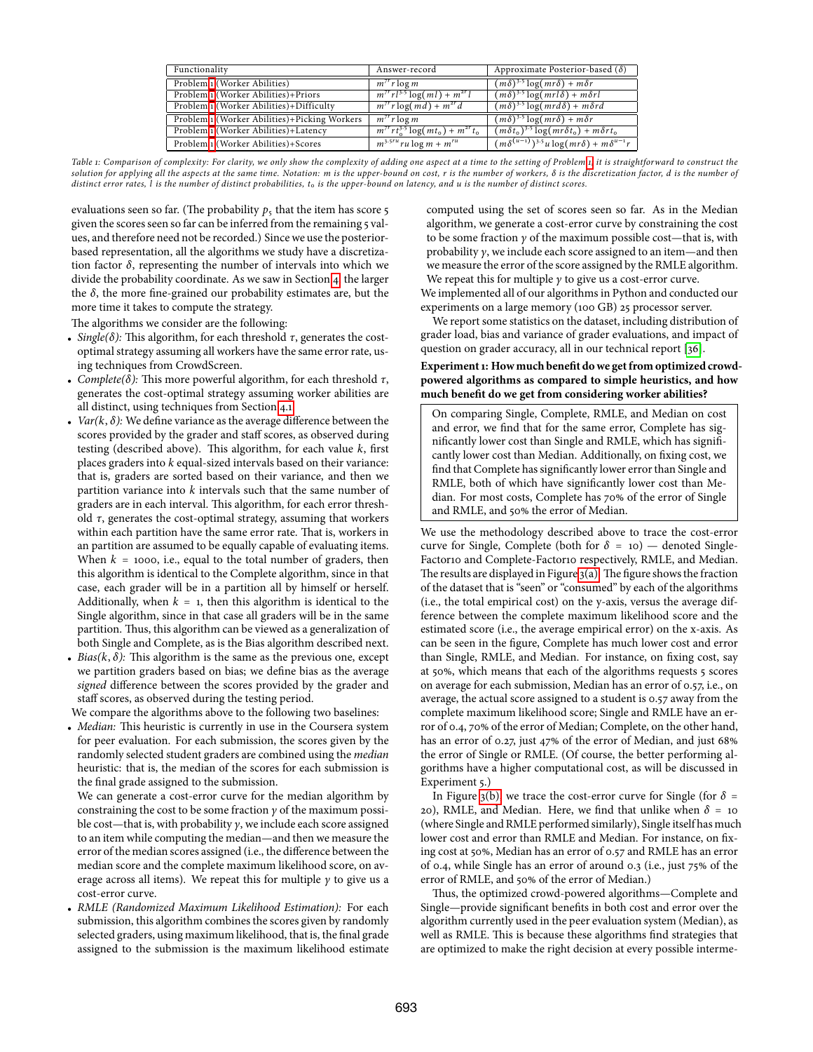| Functionality | Answer-record | Approximate Posterior-based ($\delta$) |
|---|---|---|
| Problem 1 (Worker Abilities) | $m^{7r} r \log m$ | $(m\delta)^{3.5} \log(mr\delta) + m\delta r$ |
| Problem 1 (Worker Abilities)+Priors | $m^{7r} r l^{3.5} \log(ml) + m^{2r} l$ | $(m\delta)^{3.5} \log(mrl\delta) + m\delta rl$ |
| Problem 1 (Worker Abilities)+Difficulty | $m^{7r} r \log(md) + m^{2r} d$ | $(m\delta)^{3.5} \log(mrd\delta) + m\delta rd$ |
| Problem 1 (Worker Abilities)+Picking Workers | $m^{7r} r \log m$ | $(m\delta)^{3.5} \log(mr\delta) + m\delta r$ |
| Problem 1 (Worker Abilities)+Latency | $m^{7r} r t_o^{3.5} \log(mt_o) + m^{2r} t_o$ | $(m\delta t_o)^{3.5} \log(mr\delta t_o) + m\delta r t_o$ |
| Problem 1 (Worker Abilities)+Scores | $m^{3.5ru} ru \log m + m^{ru}$ | $(m\delta^{(u-1)})^{3.5} u \log(mr\delta) + m\delta^{u-1} r$ |

*Table 1: Comparison of complexity: For clarity, we only show the complexity of adding one aspect at a time to the setting of Problem 1, it is straightforward to construct the solution for applying all the aspects at the same time. Notation: m is the upper-bound on cost, r is the number of workers, δ is the discretization factor, d is the number of distinct error rates, l is the number of distinct probabilities, $t_o$ is the upper-bound on latency, and u is the number of distinct scores.*

evaluations seen so far. (The probability $p_5$ that the item has score 5 given the scores seen so far can be inferred from the remaining 5 values, and therefore need not be recorded.) Since we use the posterior-based representation, all the algorithms we study have a discretization factor $\delta$, representing the number of intervals into which we divide the probability coordinate. As we saw in Section 4, the larger the $\delta$, the more fine-grained our probability estimates are, but the more time it takes to compute the strategy.

The algorithms we consider are the following:

- *Single($\delta$):* This algorithm, for each threshold $\tau$, generates the cost-optimal strategy assuming all workers have the same error rate, using techniques from CrowdScreen.
- *Complete($\delta$):* This more powerful algorithm, for each threshold $\tau$, generates the cost-optimal strategy assuming worker abilities are all distinct, using techniques from Section 4.1.
- *Var($k, \delta$):* We define variance as the average difference between the scores provided by the grader and staff scores, as observed during testing (described above). This algorithm, for each value $k$, first places graders into $k$ equal-sized intervals based on their variance: that is, graders are sorted based on their variance, and then we partition variance into $k$ intervals such that the same number of graders are in each interval. This algorithm, for each error threshold $\tau$, generates the cost-optimal strategy, assuming that workers within each partition have the same error rate. That is, workers in an partition are assumed to be equally capable of evaluating items. When $k = 1000$, i.e., equal to the total number of graders, then this algorithm is identical to the Complete algorithm, since in that case, each grader will be in a partition all by himself or herself. Additionally, when $k = 1$, then this algorithm is identical to the Single algorithm, since in that case all graders will be in the same partition. Thus, this algorithm can be viewed as a generalization of both Single and Complete, as is the Bias algorithm described next.
- *Bias($k, \delta$):* This algorithm is the same as the previous one, except we partition graders based on bias; we define bias as the average *signed* difference between the scores provided by the grader and staff scores, as observed during the testing period.

We compare the algorithms above to the following two baselines:

- *Median:* This heuristic is currently in use in the Coursera system for peer evaluation. For each submission, the scores given by the randomly selected student graders are combined using the *median* heuristic: that is, the median of the scores for each submission is the final grade assigned to the submission.

  We can generate a cost-error curve for the median algorithm by constraining the cost to be some fraction $\gamma$ of the maximum possible cost—that is, with probability $\gamma$, we include each score assigned to an item while computing the median—and then we measure the error of the median scores assigned (i.e., the difference between the median score and the complete maximum likelihood score, on average across all items). We repeat this for multiple $\gamma$ to give us a cost-error curve.
- *RMLE (Randomized Maximum Likelihood Estimation):* For each submission, this algorithm combines the scores given by randomly selected graders, using maximum likelihood, that is, the final grade assigned to the submission is the maximum likelihood estimate computed using the set of scores seen so far. As in the Median algorithm, we generate a cost-error curve by constraining the cost to be some fraction $\gamma$ of the maximum possible cost—that is, with probability $\gamma$, we include each score assigned to an item—and then we measure the error of the score assigned by the RMLE algorithm. We repeat this for multiple $\gamma$ to give us a cost-error curve.

We implemented all of our algorithms in Python and conducted our experiments on a large memory (100 GB) 25 processor server.

We report some statistics on the dataset, including distribution of grader load, bias and variance of grader evaluations, and impact of question on grader accuracy, all in our technical report [36].

**Experiment 1: How much benefit do we get from optimized crowd-powered algorithms as compared to simple heuristics, and how much benefit do we get from considering worker abilities?**

> On comparing Single, Complete, RMLE, and Median on cost and error, we find that for the same error, Complete has significantly lower cost than Single and RMLE, which has significantly lower cost than Median. Additionally, on fixing cost, we find that Complete has significantly lower error than Single and RMLE, both of which have significantly lower cost than Median. For most costs, Complete has 70% of the error of Single and RMLE, and 50% the error of Median.

We use the methodology described above to trace the cost-error curve for Single, Complete (both for $\delta = 10$) — denoted Single-Factor10 and Complete-Factor10 respectively, RMLE, and Median. The results are displayed in Figure 3(a). The figure shows the fraction of the dataset that is "seen" or "consumed" by each of the algorithms (i.e., the total empirical cost) on the y-axis, versus the average difference between the complete maximum likelihood score and the estimated score (i.e., the average empirical error) on the x-axis. As can be seen in the figure, Complete has much lower cost and error than Single, RMLE, and Median. For instance, on fixing cost, say at 50%, which means that each of the algorithms requests 5 scores on average for each submission, Median has an error of 0.57, i.e., on average, the actual score assigned to a student is 0.57 away from the complete maximum likelihood score; Single and RMLE have an error of 0.4, 70% of the error of Median; Complete, on the other hand, has an error of 0.27, just 47% of the error of Median, and just 68% the error of Single or RMLE. (Of course, the better performing algorithms have a higher computational cost, as will be discussed in Experiment 5.)

In Figure 3(b), we trace the cost-error curve for Single (for $\delta = 20$), RMLE, and Median. Here, we find that unlike when $\delta = 10$ (where Single and RMLE performed similarly), Single itself has much lower cost and error than RMLE and Median. For instance, on fixing cost at 50%, Median has an error of 0.57 and RMLE has an error of 0.4, while Single has an error of around 0.3 (i.e., just 75% of the error of RMLE, and 50% of the error of Median.)

Thus, the optimized crowd-powered algorithms—Complete and Single—provide significant benefits in both cost and error over the algorithm currently used in the peer evaluation system (Median), as well as RMLE. This is because these algorithms find strategies that are optimized to make the right decision at every possible interme-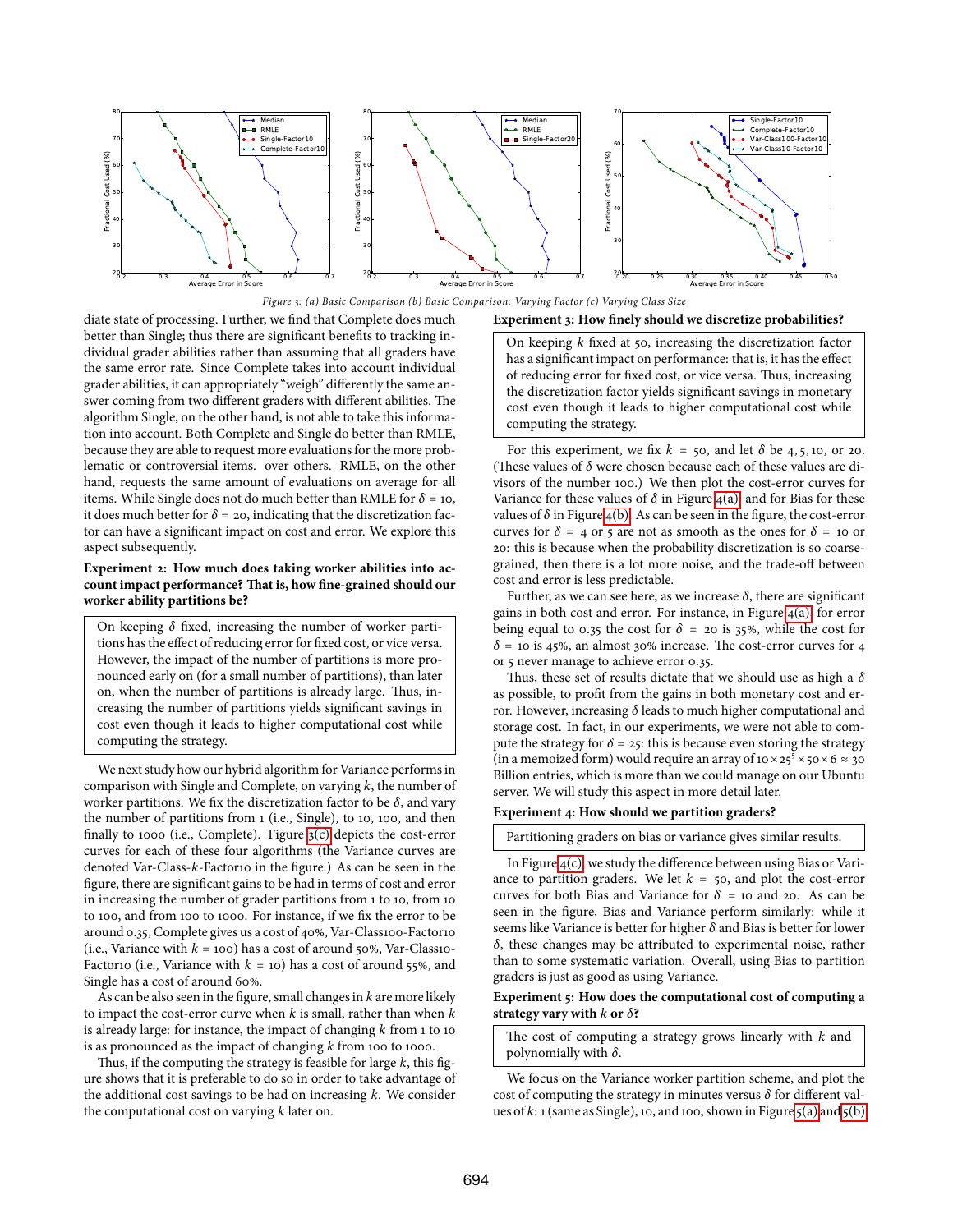Figure 3: (a) Basic Comparison (b) Basic Comparison: Varying Factor (c) Varying Class Size

diate state of processing. Further, we find that Complete does much better than Single; thus there are significant benefits to tracking individual grader abilities rather than assuming that all graders have the same error rate. Since Complete takes into account individual grader abilities, it can appropriately "weigh" differently the same answer coming from two different graders with different abilities. The algorithm Single, on the other hand, is not able to take this information into account. Both Complete and Single do better than RMLE, because they are able to request more evaluations for the more problematic or controversial items. over others. RMLE, on the other hand, requests the same amount of evaluations on average for all items. While Single does not do much better than RMLE for $\delta = 10$, it does much better for $\delta = 20$, indicating that the discretization factor can have a significant impact on cost and error. We explore this aspect subsequently.

**Experiment 2: How much does taking worker abilities into account impact performance? That is, how fine-grained should our worker ability partitions be?**

> On keeping $\delta$ fixed, increasing the number of worker partitions has the effect of reducing error for fixed cost, or vice versa. However, the impact of the number of partitions is more pronounced early on (for a small number of partitions), than later on, when the number of partitions is already large. Thus, increasing the number of partitions yields significant savings in cost even though it leads to higher computational cost while computing the strategy.

We next study how our hybrid algorithm for Variance performs in comparison with Single and Complete, on varying $k$, the number of worker partitions. We fix the discretization factor to be $\delta$, and vary the number of partitions from 1 (i.e., Single), to 10, 100, and then finally to 1000 (i.e., Complete). Figure 3(c) depicts the cost-error curves for each of these four algorithms (the Variance curves are denoted Var-Class-$k$-Factor10 in the figure.) As can be seen in the figure, there are significant gains to be had in terms of cost and error in increasing the number of grader partitions from 1 to 10, from 10 to 100, and from 100 to 1000. For instance, if we fix the error to be around 0.35, Complete gives us a cost of 40%, Var-Class100-Factor10 (i.e., Variance with $k = 100$) has a cost of around 50%, Var-Class10-Factor10 (i.e., Variance with $k = 10$) has a cost of around 55%, and Single has a cost of around 60%.

As can be also seen in the figure, small changes in $k$ are more likely to impact the cost-error curve when $k$ is small, rather than when $k$ is already large: for instance, the impact of changing $k$ from 1 to 10 is as pronounced as the impact of changing $k$ from 100 to 1000.

Thus, if the computing the strategy is feasible for large $k$, this figure shows that it is preferable to do so in order to take advantage of the additional cost savings to be had on increasing $k$. We consider the computational cost on varying $k$ later on.

**Experiment 3: How finely should we discretize probabilities?**

> On keeping $k$ fixed at 50, increasing the discretization factor has a significant impact on performance: that is, it has the effect of reducing error for fixed cost, or vice versa. Thus, increasing the discretization factor yields significant savings in monetary cost even though it leads to higher computational cost while computing the strategy.

For this experiment, we fix $k = 50$, and let $\delta$ be 4, 5, 10, or 20. (These values of $\delta$ were chosen because each of these values are divisors of the number 100.) We then plot the cost-error curves for Variance for these values of $\delta$ in Figure 4(a) and for Bias for these values of $\delta$ in Figure 4(b). As can be seen in the figure, the cost-error curves for $\delta = 4$ or 5 are not as smooth as the ones for $\delta = 10$ or 20: this is because when the probability discretization is so coarse-grained, then there is a lot more noise, and the trade-off between cost and error is less predictable.

Further, as we can see here, as we increase $\delta$, there are significant gains in both cost and error. For instance, in Figure 4(a) for error being equal to 0.35 the cost for $\delta = 20$ is 35%, while the cost for $\delta = 10$ is 45%, an almost 30% increase. The cost-error curves for 4 or 5 never manage to achieve error 0.35.

Thus, these set of results dictate that we should use as high a $\delta$ as possible, to profit from the gains in both monetary cost and error. However, increasing $\delta$ leads to much higher computational and storage cost. In fact, in our experiments, we were not able to compute the strategy for $\delta = 25$: this is because even storing the strategy (in a memoized form) would require an array of $10 \times 25^5 \times 50 \times 6 \approx 30$ Billion entries, which is more than we could manage on our Ubuntu server. We will study this aspect in more detail later.

**Experiment 4: How should we partition graders?**

> Partitioning graders on bias or variance gives similar results.

In Figure 4(c) we study the difference between using Bias or Variance to partition graders. We let $k = 50$, and plot the cost-error curves for both Bias and Variance for $\delta = 10$ and 20. As can be seen in the figure, Bias and Variance perform similarly: while it seems like Variance is better for higher $\delta$ and Bias is better for lower $\delta$, these changes may be attributed to experimental noise, rather than to some systematic variation. Overall, using Bias to partition graders is just as good as using Variance.

**Experiment 5: How does the computational cost of computing a strategy vary with $k$ or $\delta$?**

> The cost of computing a strategy grows linearly with $k$ and polynomially with $\delta$.

We focus on the Variance worker partition scheme, and plot the cost of computing the strategy in minutes versus $\delta$ for different values of $k$: 1 (same as Single), 10, and 100, shown in Figure 5(a) and 5(b).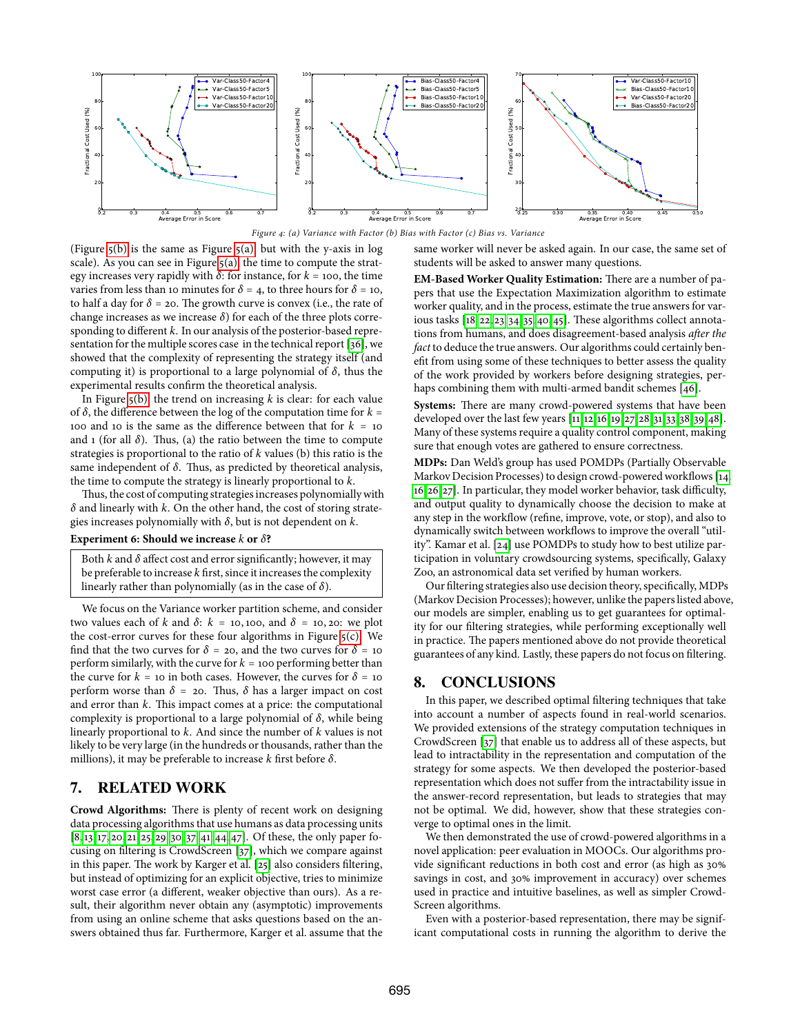Figure 4: (a) Variance with Factor (b) Bias with Factor (c) Bias vs. Variance

(Figure 5(b) is the same as Figure 5(a), but with the y-axis in log scale). As you can see in Figure 5(a), the time to compute the strategy increases very rapidly with $\delta$: for instance, for $k = 100$, the time varies from less than 10 minutes for $\delta = 4$, to three hours for $\delta = 10$, to half a day for $\delta = 20$. The growth curve is convex (i.e., the rate of change increases as we increase $\delta$) for each of the three plots corresponding to different $k$. In our analysis of the posterior-based representation for the multiple scores case in the technical report [36], we showed that the complexity of representing the strategy itself (and computing it) is proportional to a large polynomial of $\delta$, thus the experimental results confirm the theoretical analysis.

In Figure 5(b), the trend on increasing $k$ is clear: for each value of $\delta$, the difference between the log of the computation time for $k = 100$ and 10 is the same as the difference between that for $k = 10$ and 1 (for all $\delta$). Thus, (a) the ratio between the time to compute strategies is proportional to the ratio of $k$ values (b) this ratio is the same independent of $\delta$. Thus, as predicted by theoretical analysis, the time to compute the strategy is linearly proportional to $k$.

Thus, the cost of computing strategies increases polynomially with $\delta$ and linearly with $k$. On the other hand, the cost of storing strategies increases polynomially with $\delta$, but is not dependent on $k$.

**Experiment 6: Should we increase $k$ or $\delta$?**

> Both $k$ and $\delta$ affect cost and error significantly; however, it may be preferable to increase $k$ first, since it increases the complexity linearly rather than polynomially (as in the case of $\delta$).

We focus on the Variance worker partition scheme, and consider two values each of $k$ and $\delta$: $k = 10, 100$, and $\delta = 10, 20$: we plot the cost-error curves for these four algorithms in Figure 5(c). We find that the two curves for $\delta = 20$, and the two curves for $\delta = 10$ perform similarly, with the curve for $k = 100$ performing better than the curve for $k = 10$ in both cases. However, the curves for $\delta = 10$ perform worse than $\delta = 20$. Thus, $\delta$ has a larger impact on cost and error than $k$. This impact comes at a price: the computational complexity is proportional to a large polynomial of $\delta$, while being linearly proportional to $k$. And since the number of $k$ values is not likely to be very large (in the hundreds or thousands, rather than the millions), it may be preferable to increase $k$ first before $\delta$.

## 7. RELATED WORK

**Crowd Algorithms:** There is plenty of recent work on designing data processing algorithms that use humans as data processing units [8, 13, 17, 20, 21, 25, 29, 30, 37, 41, 44, 47]. Of these, the only paper focusing on filtering is CrowdScreen [37], which we compare against in this paper. The work by Karger et al. [25] also considers filtering, but instead of optimizing for an explicit objective, tries to minimize worst case error (a different, weaker objective than ours). As a result, their algorithm never obtain any (asymptotic) improvements from using an online scheme that asks questions based on the answers obtained thus far. Furthermore, Karger et al. assume that the same worker will never be asked again. In our case, the same set of students will be asked to answer many questions.

**EM-Based Worker Quality Estimation:** There are a number of papers that use the Expectation Maximization algorithm to estimate worker quality, and in the process, estimate the true answers for various tasks [18, 22, 23, 34, 35, 40, 45]. These algorithms collect annotations from humans, and does disagreement-based analysis *after the fact* to deduce the true answers. Our algorithms could certainly benefit from using some of these techniques to better assess the quality of the work provided by workers before designing strategies, perhaps combining them with multi-armed bandit schemes [46].

**Systems:** There are many crowd-powered systems that have been developed over the last few years [11, 12, 16, 19, 27, 28, 31, 33, 38, 39, 48]. Many of these systems require a quality control component, making sure that enough votes are gathered to ensure correctness.

**MDPs:** Dan Weld's group has used POMDPs (Partially Observable Markov Decision Processes) to design crowd-powered workflows [14, 16, 26, 27]. In particular, they model worker behavior, task difficulty, and output quality to dynamically choose the decision to make at any step in the workflow (refine, improve, vote, or stop), and also to dynamically switch between workflows to improve the overall "utility". Kamar et al. [24] use POMDPs to study how to best utilize participation in voluntary crowdsourcing systems, specifically, Galaxy Zoo, an astronomical data set verified by human workers.

Our filtering strategies also use decision theory, specifically, MDPs (Markov Decision Processes); however, unlike the papers listed above, our models are simpler, enabling us to get guarantees for optimality for our filtering strategies, while performing exceptionally well in practice. The papers mentioned above do not provide theoretical guarantees of any kind. Lastly, these papers do not focus on filtering.

## 8. CONCLUSIONS

In this paper, we described optimal filtering techniques that take into account a number of aspects found in real-world scenarios. We provided extensions of the strategy computation techniques in CrowdScreen [37] that enable us to address all of these aspects, but lead to intractability in the representation and computation of the strategy for some aspects. We then developed the posterior-based representation which does not suffer from the intractability issue in the answer-record representation, but leads to strategies that may not be optimal. We did, however, show that these strategies converge to optimal ones in the limit.

We then demonstrated the use of crowd-powered algorithms in a novel application: peer evaluation in MOOCs. Our algorithms provide significant reductions in both cost and error (as high as 30% savings in cost, and 30% improvement in accuracy) over schemes used in practice and intuitive baselines, as well as simpler CrowdScreen algorithms.

Even with a posterior-based representation, there may be significant computational costs in running the algorithm to derive the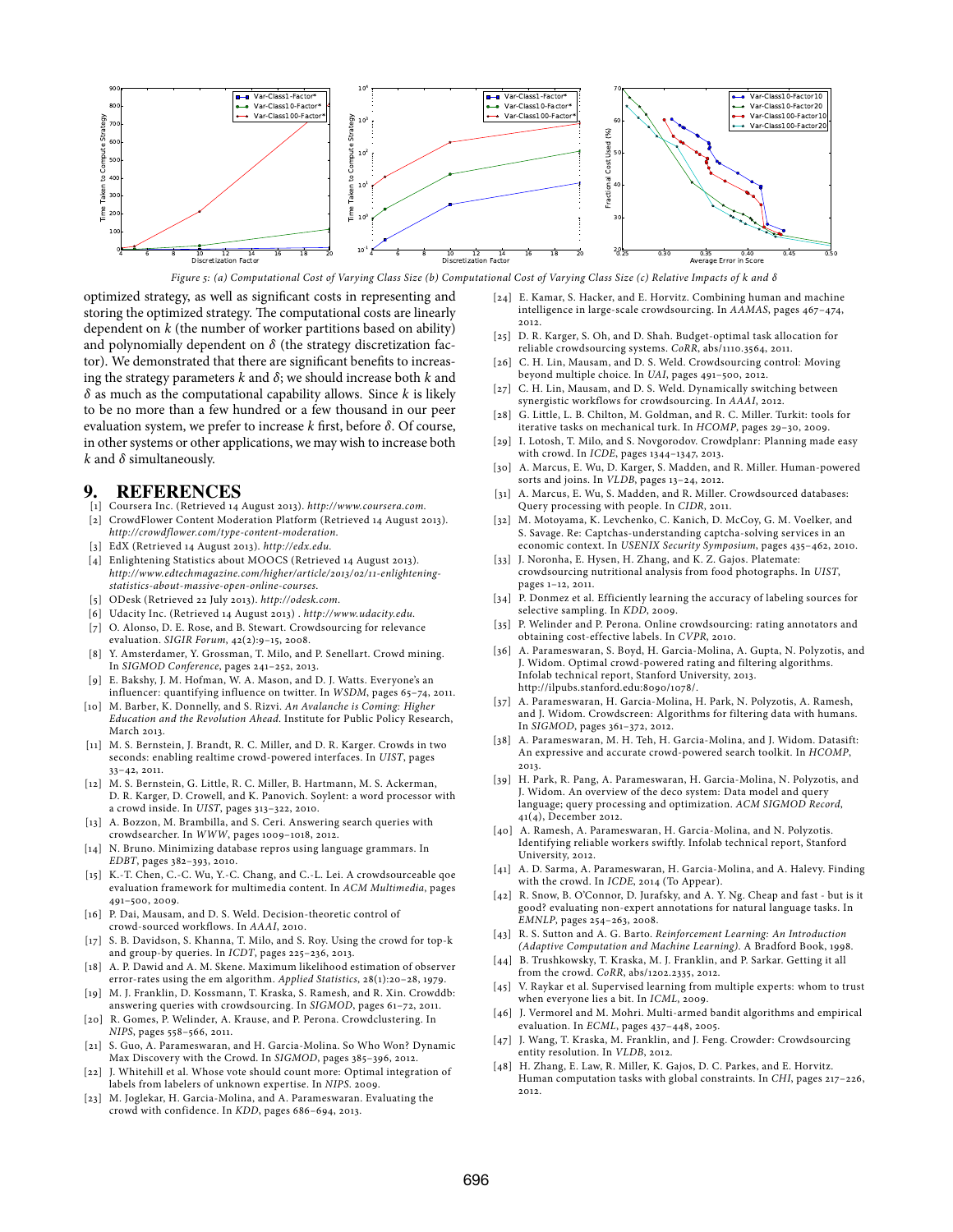Var-Class1-Factor*
Var-Class10-Factor*
Var-Class100-Factor*

Time Taken to Compute Strategy

Discretization Factor

0
100
200
300
400
500
600
700
800
900

4 6 8 10 12 14 16 18 20

Var-Class1-Factor*
Var-Class10-Factor*
Var-Class100-Factor*

Time Taken to Compute Strategy

Discretization Factor

$10^{-1}$
$10^{0}$
$10^{1}$
$10^{2}$
$10^{3}$
$10^{4}$

4 6 8 10 12 14 16 18 20

Var-Class10-Factor10
Var-Class10-Factor20
Var-Class100-Factor10
Var-Class100-Factor20

Fractional Cost Used (%)

Average Error in Score

20
30
40
50
60
70

0.25 0.30 0.35 0.40 0.45 0.50

*Figure 5: (a) Computational Cost of Varying Class Size (b) Computational Cost of Varying Class Size (c) Relative Impacts of k and δ*

optimized strategy, as well as significant costs in representing and storing the optimized strategy. The computational costs are linearly dependent on $k$ (the number of worker partitions based on ability) and polynomially dependent on $\delta$ (the strategy discretization factor). We demonstrated that there are significant benefits to increasing the strategy parameters $k$ and $\delta$; we should increase both $k$ and $\delta$ as much as the computational capability allows. Since $k$ is likely to be no more than a few hundred or a few thousand in our peer evaluation system, we prefer to increase $k$ first, before $\delta$. Of course, in other systems or other applications, we may wish to increase both $k$ and $\delta$ simultaneously.

# 9. REFERENCES

[1] Coursera Inc. (Retrieved 14 August 2013). *http://www.coursera.com*.

[2] CrowdFlower Content Moderation Platform (Retrieved 14 August 2013). *http://crowdflower.com/type-content-moderation*.

[3] EdX (Retrieved 14 August 2013). *http://edx.edu*.

[4] Enlightening Statistics about MOOCS (Retrieved 14 August 2013). *http://www.edtechmagazine.com/higher/article/2013/02/11-enlightening-statistics-about-massive-open-online-courses*.

[5] ODesk (Retrieved 22 July 2013). *http://odesk.com*.

[6] Udacity Inc. (Retrieved 14 August 2013) . *http://www.udacity.edu*.

[7] O. Alonso, D. E. Rose, and B. Stewart. Crowdsourcing for relevance evaluation. *SIGIR Forum*, 42(2):9–15, 2008.

[8] Y. Amsterdamer, Y. Grossman, T. Milo, and P. Senellart. Crowd mining. In *SIGMOD Conference*, pages 241–252, 2013.

[9] E. Bakshy, J. M. Hofman, W. A. Mason, and D. J. Watts. Everyone's an influencer: quantifying influence on twitter. In *WSDM*, pages 65–74, 2011.

[10] M. Barber, K. Donnelly, and S. Rizvi. *An Avalanche is Coming: Higher Education and the Revolution Ahead*. Institute for Public Policy Research, March 2013.

[11] M. S. Bernstein, J. Brandt, R. C. Miller, and D. R. Karger. Crowds in two seconds: enabling realtime crowd-powered interfaces. In *UIST*, pages 33–42, 2011.

[12] M. S. Bernstein, G. Little, R. C. Miller, B. Hartmann, M. S. Ackerman, D. R. Karger, D. Crowell, and K. Panovich. Soylent: a word processor with a crowd inside. In *UIST*, pages 313–322, 2010.

[13] A. Bozzon, M. Brambilla, and S. Ceri. Answering search queries with crowdsearcher. In *WWW*, pages 1009–1018, 2012.

[14] N. Bruno. Minimizing database repros using language grammars. In *EDBT*, pages 382–393, 2010.

[15] K.-T. Chen, C.-C. Wu, Y.-C. Chang, and C.-L. Lei. A crowdsourceable qoe evaluation framework for multimedia content. In *ACM Multimedia*, pages 491–500, 2009.

[16] P. Dai, Mausam, and D. S. Weld. Decision-theoretic control of crowd-sourced workflows. In *AAAI*, 2010.

[17] S. B. Davidson, S. Khanna, T. Milo, and S. Roy. Using the crowd for top-k and group-by queries. In *ICDT*, pages 225–236, 2013.

[18] A. P. Dawid and A. M. Skene. Maximum likelihood estimation of observer error-rates using the em algorithm. *Applied Statistics*, 28(1):20–28, 1979.

[19] M. J. Franklin, D. Kossmann, T. Kraska, S. Ramesh, and R. Xin. Crowddb: answering queries with crowdsourcing. In *SIGMOD*, pages 61–72, 2011.

[20] R. Gomes, P. Welinder, A. Krause, and P. Perona. Crowdclustering. In *NIPS*, pages 558–566, 2011.

[21] S. Guo, A. Parameswaran, and H. Garcia-Molina. So Who Won? Dynamic Max Discovery with the Crowd. In *SIGMOD*, pages 385–396, 2012.

[22] J. Whitehill et al. Whose vote should count more: Optimal integration of labels from labelers of unknown expertise. In *NIPS*. 2009.

[23] M. Joglekar, H. Garcia-Molina, and A. Parameswaran. Evaluating the crowd with confidence. In *KDD*, pages 686–694, 2013.

[24] E. Kamar, S. Hacker, and E. Horvitz. Combining human and machine intelligence in large-scale crowdsourcing. In *AAMAS*, pages 467–474, 2012.

[25] D. R. Karger, S. Oh, and D. Shah. Budget-optimal task allocation for reliable crowdsourcing systems. *CoRR*, abs/1110.3564, 2011.

[26] C. H. Lin, Mausam, and D. S. Weld. Crowdsourcing control: Moving beyond multiple choice. In *UAI*, pages 491–500, 2012.

[27] C. H. Lin, Mausam, and D. S. Weld. Dynamically switching between synergistic workflows for crowdsourcing. In *AAAI*, 2012.

[28] G. Little, L. B. Chilton, M. Goldman, and R. C. Miller. Turkit: tools for iterative tasks on mechanical turk. In *HCOMP*, pages 29–30, 2009.

[29] I. Lotosh, T. Milo, and S. Novgorodov. Crowdplanr: Planning made easy with crowd. In *ICDE*, pages 1344–1347, 2013.

[30] A. Marcus, E. Wu, D. Karger, S. Madden, and R. Miller. Human-powered sorts and joins. In *VLDB*, pages 13–24, 2012.

[31] A. Marcus, E. Wu, S. Madden, and R. Miller. Crowdsourced databases: Query processing with people. In *CIDR*, 2011.

[32] M. Motoyama, K. Levchenko, C. Kanich, D. McCoy, G. M. Voelker, and S. Savage. Re: Captchas-understanding captcha-solving services in an economic context. In *USENIX Security Symposium*, pages 435–462, 2010.

[33] J. Noronha, E. Hysen, H. Zhang, and K. Z. Gajos. Platemate: crowdsourcing nutritional analysis from food photographs. In *UIST*, pages 1–12, 2011.

[34] P. Donmez et al. Efficiently learning the accuracy of labeling sources for selective sampling. In *KDD*, 2009.

[35] P. Welinder and P. Perona. Online crowdsourcing: rating annotators and obtaining cost-effective labels. In *CVPR*, 2010.

[36] A. Parameswaran, S. Boyd, H. Garcia-Molina, A. Gupta, N. Polyzotis, and J. Widom. Optimal crowd-powered rating and filtering algorithms. Infolab technical report, Stanford University, 2013. http://ilpubs.stanford.edu:8090/1078/.

[37] A. Parameswaran, H. Garcia-Molina, H. Park, N. Polyzotis, A. Ramesh, and J. Widom. Crowdscreen: Algorithms for filtering data with humans. In *SIGMOD*, pages 361–372, 2012.

[38] A. Parameswaran, M. H. Teh, H. Garcia-Molina, and J. Widom. Datasift: An expressive and accurate crowd-powered search toolkit. In *HCOMP*, 2013.

[39] H. Park, R. Pang, A. Parameswaran, H. Garcia-Molina, N. Polyzotis, and J. Widom. An overview of the deco system: Data model and query language; query processing and optimization. *ACM SIGMOD Record*, 41(4), December 2012.

[40] A. Ramesh, A. Parameswaran, H. Garcia-Molina, and N. Polyzotis. Identifying reliable workers swiftly. Infolab technical report, Stanford University, 2012.

[41] A. D. Sarma, A. Parameswaran, H. Garcia-Molina, and A. Halevy. Finding with the crowd. In *ICDE*, 2014 (To Appear).

[42] R. Snow, B. O'Connor, D. Jurafsky, and A. Y. Ng. Cheap and fast - but is it good? evaluating non-expert annotations for natural language tasks. In *EMNLP*, pages 254–263, 2008.

[43] R. S. Sutton and A. G. Barto. *Reinforcement Learning: An Introduction (Adaptive Computation and Machine Learning)*. A Bradford Book, 1998.

[44] B. Trushkowsky, T. Kraska, M. J. Franklin, and P. Sarkar. Getting it all from the crowd. *CoRR*, abs/1202.2335, 2012.

[45] V. Raykar et al. Supervised learning from multiple experts: whom to trust when everyone lies a bit. In *ICML*, 2009.

[46] J. Vermorel and M. Mohri. Multi-armed bandit algorithms and empirical evaluation. In *ECML*, pages 437–448, 2005.

[47] J. Wang, T. Kraska, M. Franklin, and J. Feng. Crowder: Crowdsourcing entity resolution. In *VLDB*, 2012.

[48] H. Zhang, E. Law, R. Miller, K. Gajos, D. C. Parkes, and E. Horvitz. Human computation tasks with global constraints. In *CHI*, pages 217–226, 2012.